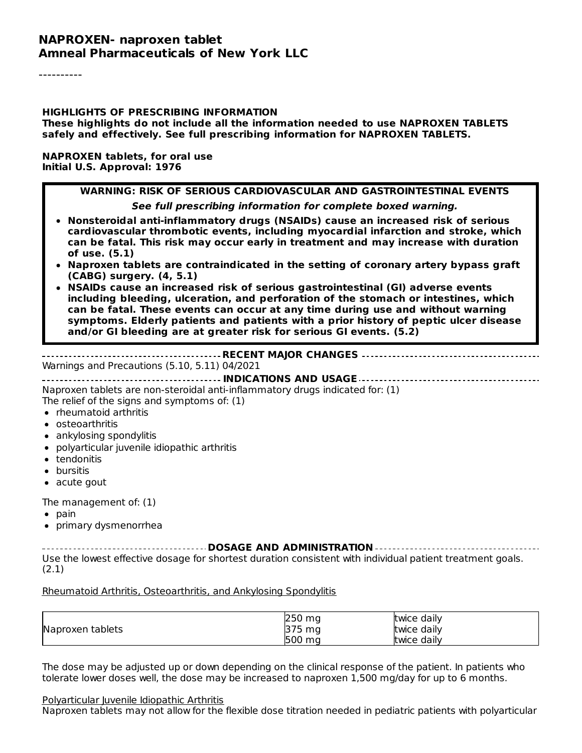# NAPROXEN- naproxen tablet
## Amneal Pharmaceuticals of New York LLC

----------

**HIGHLIGHTS OF PRESCRIBING INFORMATION**
**These highlights do not include all the information needed to use NAPROXEN TABLETS safely and effectively. See full prescribing information for NAPROXEN TABLETS.**

**NAPROXEN tablets, for oral use**
**Initial U.S. Approval: 1976**

**WARNING: RISK OF SERIOUS CARDIOVASCULAR AND GASTROINTESTINAL EVENTS**

***See full prescribing information for complete boxed warning.***

- **Nonsteroidal anti-inflammatory drugs (NSAIDs) cause an increased risk of serious cardiovascular thrombotic events, including myocardial infarction and stroke, which can be fatal. This risk may occur early in treatment and may increase with duration of use. (5.1)**
- **Naproxen tablets are contraindicated in the setting of coronary artery bypass graft (CABG) surgery. (4, 5.1)**
- **NSAIDs cause an increased risk of serious gastrointestinal (GI) adverse events including bleeding, ulceration, and perforation of the stomach or intestines, which can be fatal. These events can occur at any time during use and without warning symptoms. Elderly patients and patients with a prior history of peptic ulcer disease and/or GI bleeding are at greater risk for serious GI events. (5.2)**

**RECENT MAJOR CHANGES**

Warnings and Precautions (5.10, 5.11) 04/2021

**INDICATIONS AND USAGE**

Naproxen tablets are non-steroidal anti-inflammatory drugs indicated for: (1)
The relief of the signs and symptoms of: (1)

- rheumatoid arthritis
- osteoarthritis
- ankylosing spondylitis
- polyarticular juvenile idiopathic arthritis
- tendonitis
- bursitis
- acute gout

The management of: (1)

- pain
- primary dysmenorrhea

**DOSAGE AND ADMINISTRATION**

Use the lowest effective dosage for shortest duration consistent with individual patient treatment goals. (2.1)

Rheumatoid Arthritis, Osteoarthritis, and Ankylosing Spondylitis

| | | |
|---|---|---|
| Naproxen tablets | 250 mg<br>375 mg<br>500 mg | twice daily<br>twice daily<br>twice daily |

The dose may be adjusted up or down depending on the clinical response of the patient. In patients who tolerate lower doses well, the dose may be increased to naproxen 1,500 mg/day for up to 6 months.

Polyarticular Juvenile Idiopathic Arthritis

Naproxen tablets may not allow for the flexible dose titration needed in pediatric patients with polyarticular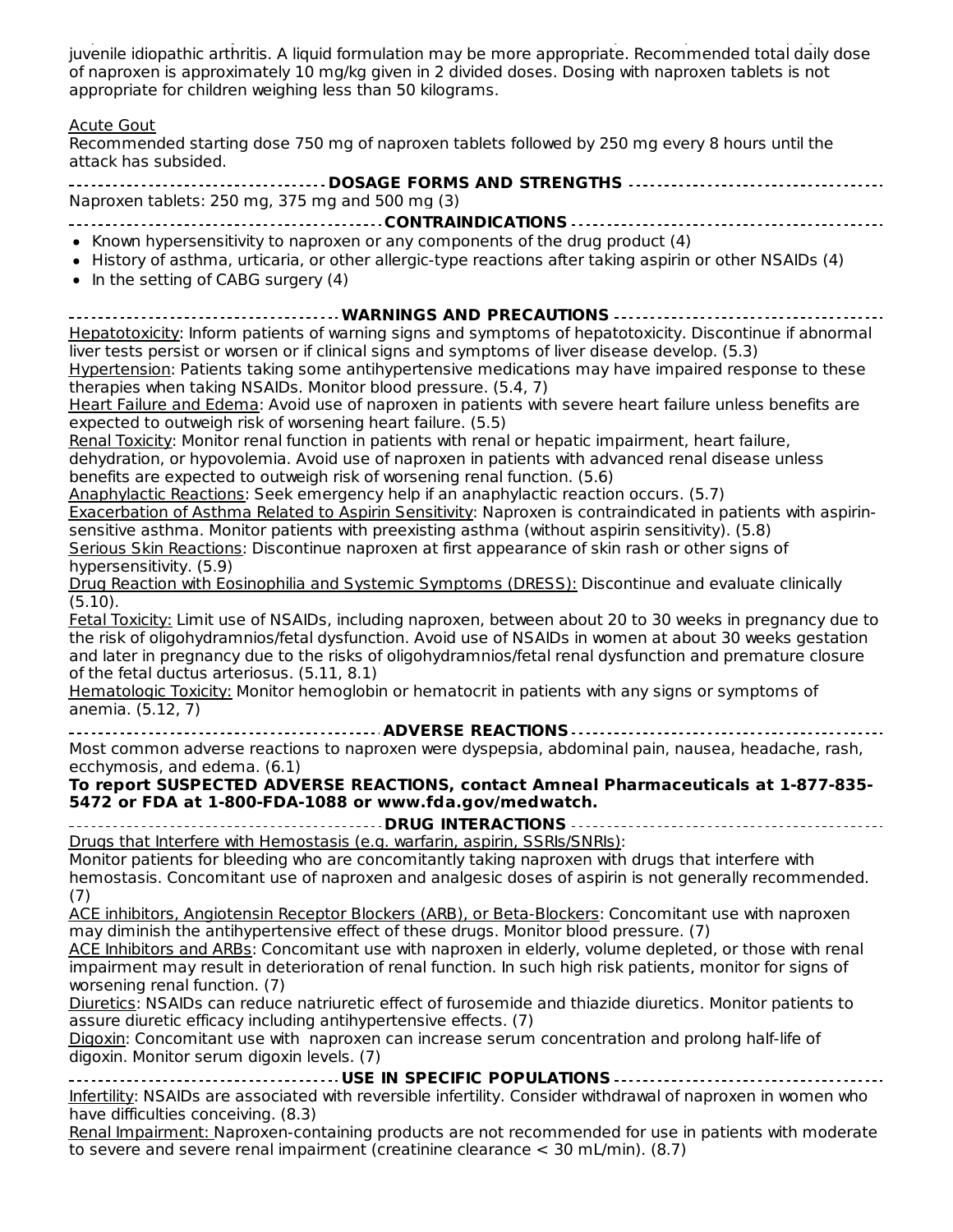juvenile idiopathic arthritis. A liquid formulation may be more appropriate. Recommended total daily dose of naproxen is approximately 10 mg/kg given in 2 divided doses. Dosing with naproxen tablets is not appropriate for children weighing less than 50 kilograms.

Acute Gout

Recommended starting dose 750 mg of naproxen tablets followed by 250 mg every 8 hours until the attack has subsided.

## DOSAGE FORMS AND STRENGTHS

Naproxen tablets: 250 mg, 375 mg and 500 mg (3)

## CONTRAINDICATIONS

- Known hypersensitivity to naproxen or any components of the drug product (4)
- History of asthma, urticaria, or other allergic-type reactions after taking aspirin or other NSAIDs (4)
- In the setting of CABG surgery (4)

## WARNINGS AND PRECAUTIONS

Hepatotoxicity: Inform patients of warning signs and symptoms of hepatotoxicity. Discontinue if abnormal liver tests persist or worsen or if clinical signs and symptoms of liver disease develop. (5.3)

Hypertension: Patients taking some antihypertensive medications may have impaired response to these therapies when taking NSAIDs. Monitor blood pressure. (5.4, 7)

Heart Failure and Edema: Avoid use of naproxen in patients with severe heart failure unless benefits are expected to outweigh risk of worsening heart failure. (5.5)

Renal Toxicity: Monitor renal function in patients with renal or hepatic impairment, heart failure, dehydration, or hypovolemia. Avoid use of naproxen in patients with advanced renal disease unless benefits are expected to outweigh risk of worsening renal function. (5.6)

Anaphylactic Reactions: Seek emergency help if an anaphylactic reaction occurs. (5.7)

Exacerbation of Asthma Related to Aspirin Sensitivity: Naproxen is contraindicated in patients with aspirin-sensitive asthma. Monitor patients with preexisting asthma (without aspirin sensitivity). (5.8)

Serious Skin Reactions: Discontinue naproxen at first appearance of skin rash or other signs of hypersensitivity. (5.9)

Drug Reaction with Eosinophilia and Systemic Symptoms (DRESS): Discontinue and evaluate clinically (5.10).

Fetal Toxicity: Limit use of NSAIDs, including naproxen, between about 20 to 30 weeks in pregnancy due to the risk of oligohydramnios/fetal dysfunction. Avoid use of NSAIDs in women at about 30 weeks gestation and later in pregnancy due to the risks of oligohydramnios/fetal renal dysfunction and premature closure of the fetal ductus arteriosus. (5.11, 8.1)

Hematologic Toxicity: Monitor hemoglobin or hematocrit in patients with any signs or symptoms of anemia. (5.12, 7)

## ADVERSE REACTIONS

Most common adverse reactions to naproxen were dyspepsia, abdominal pain, nausea, headache, rash, ecchymosis, and edema. (6.1)

**To report SUSPECTED ADVERSE REACTIONS, contact Amneal Pharmaceuticals at 1-877-835-5472 or FDA at 1-800-FDA-1088 or www.fda.gov/medwatch.**

## DRUG INTERACTIONS

Drugs that Interfere with Hemostasis (e.g. warfarin, aspirin, SSRIs/SNRIs):

Monitor patients for bleeding who are concomitantly taking naproxen with drugs that interfere with hemostasis. Concomitant use of naproxen and analgesic doses of aspirin is not generally recommended. (7)

ACE inhibitors, Angiotensin Receptor Blockers (ARB), or Beta-Blockers: Concomitant use with naproxen may diminish the antihypertensive effect of these drugs. Monitor blood pressure. (7)

ACE Inhibitors and ARBs: Concomitant use with naproxen in elderly, volume depleted, or those with renal impairment may result in deterioration of renal function. In such high risk patients, monitor for signs of worsening renal function. (7)

Diuretics: NSAIDs can reduce natriuretic effect of furosemide and thiazide diuretics. Monitor patients to assure diuretic efficacy including antihypertensive effects. (7)

Digoxin: Concomitant use with naproxen can increase serum concentration and prolong half-life of digoxin. Monitor serum digoxin levels. (7)

## USE IN SPECIFIC POPULATIONS

Infertility: NSAIDs are associated with reversible infertility. Consider withdrawal of naproxen in women who have difficulties conceiving. (8.3)

Renal Impairment: Naproxen-containing products are not recommended for use in patients with moderate to severe and severe renal impairment (creatinine clearance < 30 mL/min). (8.7)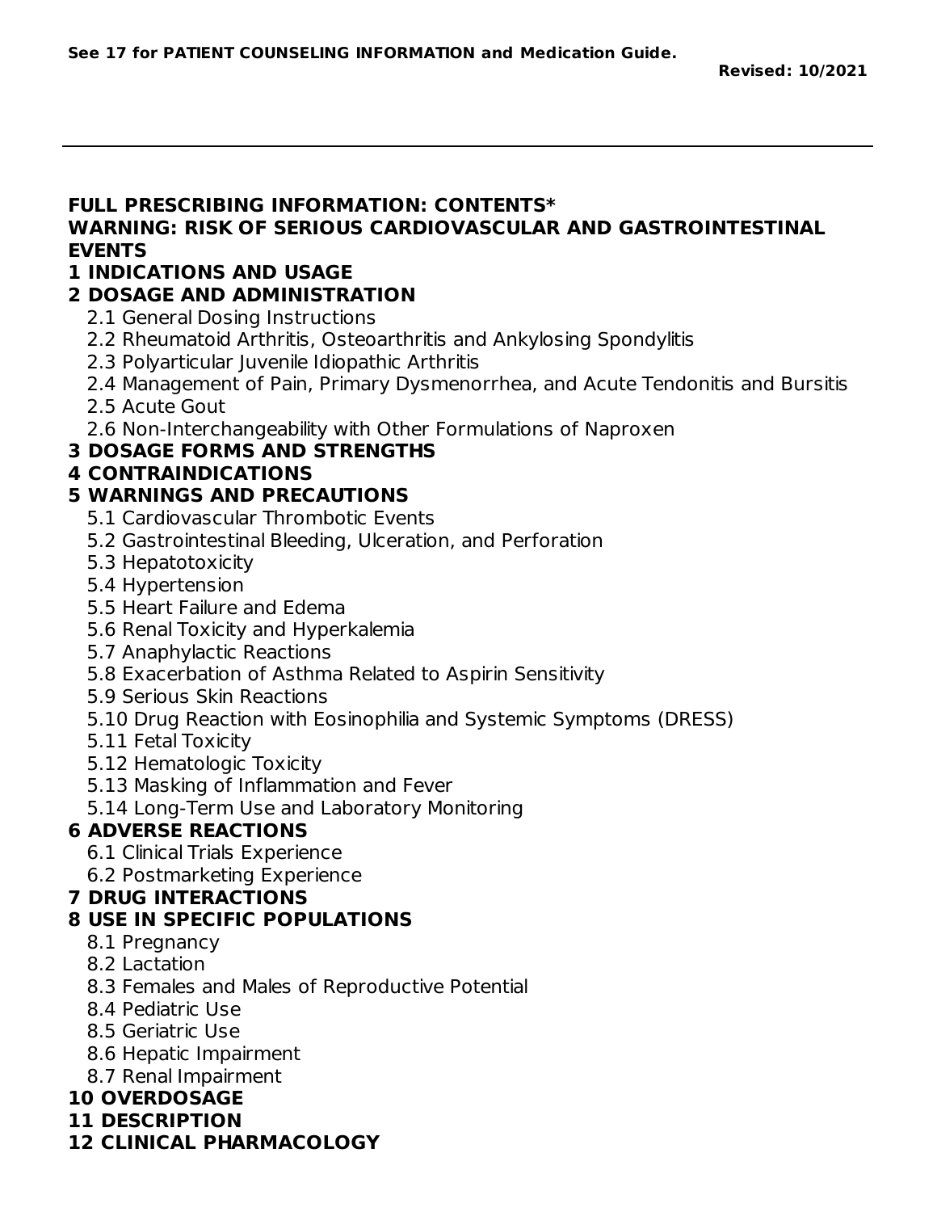**See 17 for PATIENT COUNSELING INFORMATION and Medication Guide.**

**Revised: 10/2021**

---

**FULL PRESCRIBING INFORMATION: CONTENTS***

**WARNING: RISK OF SERIOUS CARDIOVASCULAR AND GASTROINTESTINAL EVENTS**

**1 INDICATIONS AND USAGE**

**2 DOSAGE AND ADMINISTRATION**

- 2.1 General Dosing Instructions
- 2.2 Rheumatoid Arthritis, Osteoarthritis and Ankylosing Spondylitis
- 2.3 Polyarticular Juvenile Idiopathic Arthritis
- 2.4 Management of Pain, Primary Dysmenorrhea, and Acute Tendonitis and Bursitis
- 2.5 Acute Gout
- 2.6 Non-Interchangeability with Other Formulations of Naproxen

**3 DOSAGE FORMS AND STRENGTHS**

**4 CONTRAINDICATIONS**

**5 WARNINGS AND PRECAUTIONS**

- 5.1 Cardiovascular Thrombotic Events
- 5.2 Gastrointestinal Bleeding, Ulceration, and Perforation
- 5.3 Hepatotoxicity
- 5.4 Hypertension
- 5.5 Heart Failure and Edema
- 5.6 Renal Toxicity and Hyperkalemia
- 5.7 Anaphylactic Reactions
- 5.8 Exacerbation of Asthma Related to Aspirin Sensitivity
- 5.9 Serious Skin Reactions
- 5.10 Drug Reaction with Eosinophilia and Systemic Symptoms (DRESS)
- 5.11 Fetal Toxicity
- 5.12 Hematologic Toxicity
- 5.13 Masking of Inflammation and Fever
- 5.14 Long-Term Use and Laboratory Monitoring

**6 ADVERSE REACTIONS**

- 6.1 Clinical Trials Experience
- 6.2 Postmarketing Experience

**7 DRUG INTERACTIONS**

**8 USE IN SPECIFIC POPULATIONS**

- 8.1 Pregnancy
- 8.2 Lactation
- 8.3 Females and Males of Reproductive Potential
- 8.4 Pediatric Use
- 8.5 Geriatric Use
- 8.6 Hepatic Impairment
- 8.7 Renal Impairment

**10 OVERDOSAGE**

**11 DESCRIPTION**

**12 CLINICAL PHARMACOLOGY**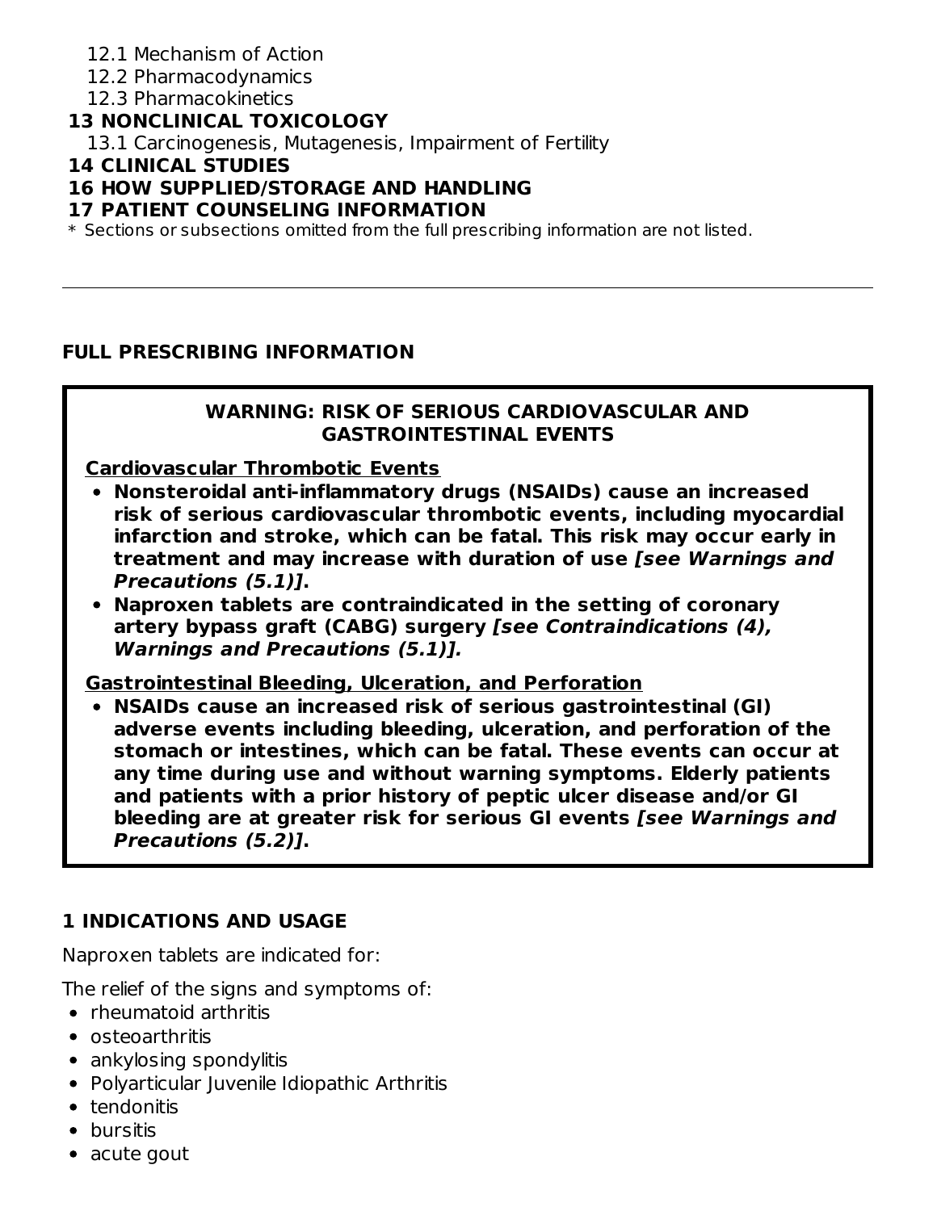12.1 Mechanism of Action
12.2 Pharmacodynamics
12.3 Pharmacokinetics

**13 NONCLINICAL TOXICOLOGY**

13.1 Carcinogenesis, Mutagenesis, Impairment of Fertility

**14 CLINICAL STUDIES**

**16 HOW SUPPLIED/STORAGE AND HANDLING**

**17 PATIENT COUNSELING INFORMATION**

\* Sections or subsections omitted from the full prescribing information are not listed.

---

## FULL PRESCRIBING INFORMATION

**WARNING: RISK OF SERIOUS CARDIOVASCULAR AND GASTROINTESTINAL EVENTS**

**Cardiovascular Thrombotic Events**

- **Nonsteroidal anti-inflammatory drugs (NSAIDs) cause an increased risk of serious cardiovascular thrombotic events, including myocardial infarction and stroke, which can be fatal. This risk may occur early in treatment and may increase with duration of use *[see Warnings and Precautions (5.1)]*.**
- **Naproxen tablets are contraindicated in the setting of coronary artery bypass graft (CABG) surgery *[see Contraindications (4), Warnings and Precautions (5.1)].***

**Gastrointestinal Bleeding, Ulceration, and Perforation**

- **NSAIDs cause an increased risk of serious gastrointestinal (GI) adverse events including bleeding, ulceration, and perforation of the stomach or intestines, which can be fatal. These events can occur at any time during use and without warning symptoms. Elderly patients and patients with a prior history of peptic ulcer disease and/or GI bleeding are at greater risk for serious GI events *[see Warnings and Precautions (5.2)]*.**

## 1 INDICATIONS AND USAGE

Naproxen tablets are indicated for:

The relief of the signs and symptoms of:

- rheumatoid arthritis
- osteoarthritis
- ankylosing spondylitis
- Polyarticular Juvenile Idiopathic Arthritis
- tendonitis
- bursitis
- acute gout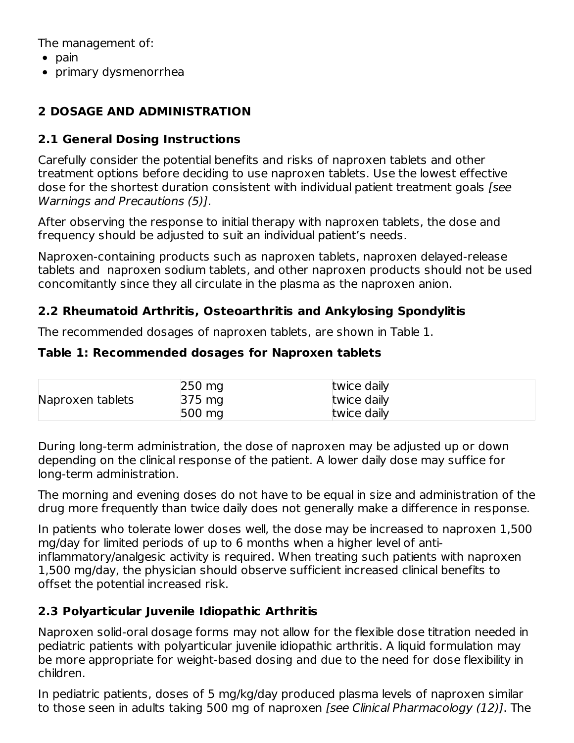The management of:

- pain
- primary dysmenorrhea

## 2 DOSAGE AND ADMINISTRATION

### 2.1 General Dosing Instructions

Carefully consider the potential benefits and risks of naproxen tablets and other treatment options before deciding to use naproxen tablets. Use the lowest effective dose for the shortest duration consistent with individual patient treatment goals *[see Warnings and Precautions (5)]*.

After observing the response to initial therapy with naproxen tablets, the dose and frequency should be adjusted to suit an individual patient's needs.

Naproxen-containing products such as naproxen tablets, naproxen delayed-release tablets and naproxen sodium tablets, and other naproxen products should not be used concomitantly since they all circulate in the plasma as the naproxen anion.

### 2.2 Rheumatoid Arthritis, Osteoarthritis and Ankylosing Spondylitis

The recommended dosages of naproxen tablets, are shown in Table 1.

**Table 1: Recommended dosages for Naproxen tablets**

| | | |
|---|---|---|
| Naproxen tablets | 250 mg | twice daily |
| | 375 mg | twice daily |
| | 500 mg | twice daily |

During long-term administration, the dose of naproxen may be adjusted up or down depending on the clinical response of the patient. A lower daily dose may suffice for long-term administration.

The morning and evening doses do not have to be equal in size and administration of the drug more frequently than twice daily does not generally make a difference in response.

In patients who tolerate lower doses well, the dose may be increased to naproxen 1,500 mg/day for limited periods of up to 6 months when a higher level of anti-inflammatory/analgesic activity is required. When treating such patients with naproxen 1,500 mg/day, the physician should observe sufficient increased clinical benefits to offset the potential increased risk.

### 2.3 Polyarticular Juvenile Idiopathic Arthritis

Naproxen solid-oral dosage forms may not allow for the flexible dose titration needed in pediatric patients with polyarticular juvenile idiopathic arthritis. A liquid formulation may be more appropriate for weight-based dosing and due to the need for dose flexibility in children.

In pediatric patients, doses of 5 mg/kg/day produced plasma levels of naproxen similar to those seen in adults taking 500 mg of naproxen *[see Clinical Pharmacology (12)]*. The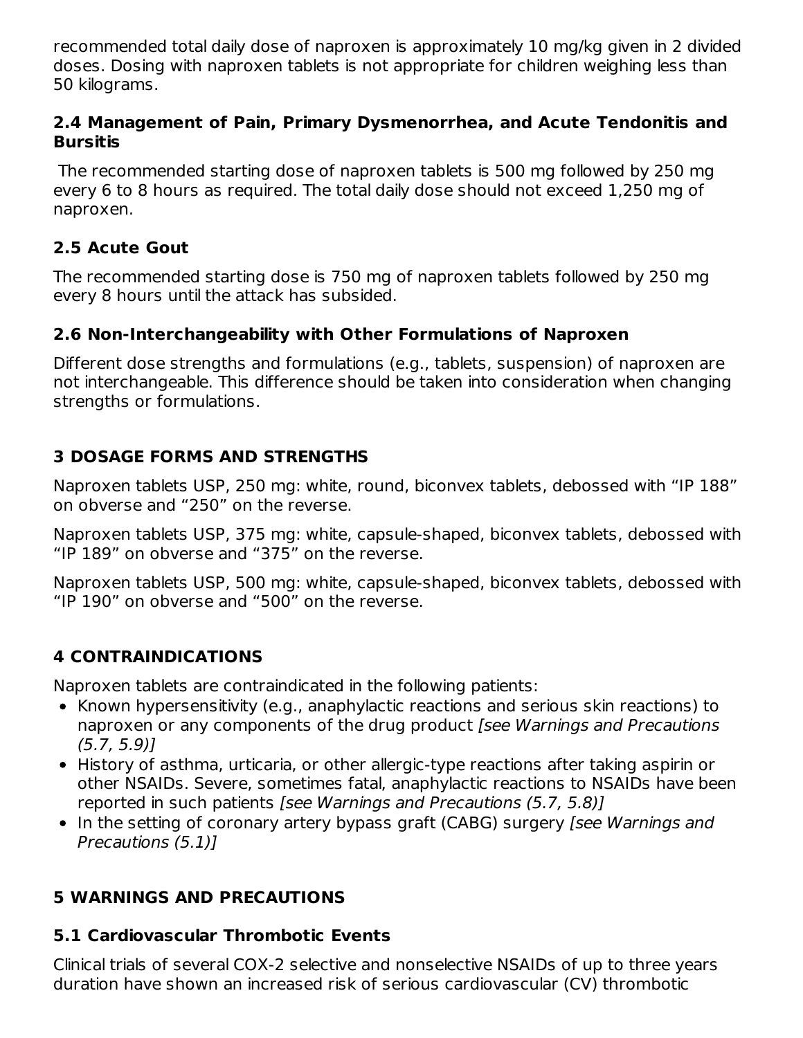recommended total daily dose of naproxen is approximately 10 mg/kg given in 2 divided doses. Dosing with naproxen tablets is not appropriate for children weighing less than 50 kilograms.

### 2.4 Management of Pain, Primary Dysmenorrhea, and Acute Tendonitis and Bursitis

The recommended starting dose of naproxen tablets is 500 mg followed by 250 mg every 6 to 8 hours as required. The total daily dose should not exceed 1,250 mg of naproxen.

### 2.5 Acute Gout

The recommended starting dose is 750 mg of naproxen tablets followed by 250 mg every 8 hours until the attack has subsided.

### 2.6 Non-Interchangeability with Other Formulations of Naproxen

Different dose strengths and formulations (e.g., tablets, suspension) of naproxen are not interchangeable. This difference should be taken into consideration when changing strengths or formulations.

## 3 DOSAGE FORMS AND STRENGTHS

Naproxen tablets USP, 250 mg: white, round, biconvex tablets, debossed with "IP 188" on obverse and "250" on the reverse.

Naproxen tablets USP, 375 mg: white, capsule-shaped, biconvex tablets, debossed with "IP 189" on obverse and "375" on the reverse.

Naproxen tablets USP, 500 mg: white, capsule-shaped, biconvex tablets, debossed with "IP 190" on obverse and "500" on the reverse.

## 4 CONTRAINDICATIONS

Naproxen tablets are contraindicated in the following patients:

- Known hypersensitivity (e.g., anaphylactic reactions and serious skin reactions) to naproxen or any components of the drug product *[see Warnings and Precautions (5.7, 5.9)]*
- History of asthma, urticaria, or other allergic-type reactions after taking aspirin or other NSAIDs. Severe, sometimes fatal, anaphylactic reactions to NSAIDs have been reported in such patients *[see Warnings and Precautions (5.7, 5.8)]*
- In the setting of coronary artery bypass graft (CABG) surgery *[see Warnings and Precautions (5.1)]*

## 5 WARNINGS AND PRECAUTIONS

### 5.1 Cardiovascular Thrombotic Events

Clinical trials of several COX-2 selective and nonselective NSAIDs of up to three years duration have shown an increased risk of serious cardiovascular (CV) thrombotic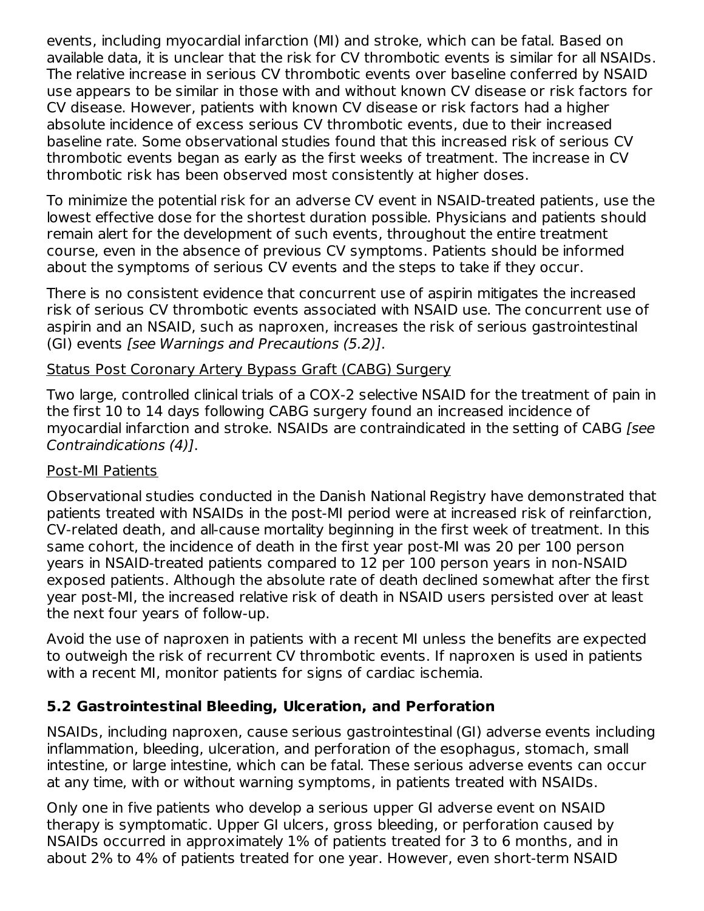events, including myocardial infarction (MI) and stroke, which can be fatal. Based on available data, it is unclear that the risk for CV thrombotic events is similar for all NSAIDs. The relative increase in serious CV thrombotic events over baseline conferred by NSAID use appears to be similar in those with and without known CV disease or risk factors for CV disease. However, patients with known CV disease or risk factors had a higher absolute incidence of excess serious CV thrombotic events, due to their increased baseline rate. Some observational studies found that this increased risk of serious CV thrombotic events began as early as the first weeks of treatment. The increase in CV thrombotic risk has been observed most consistently at higher doses.

To minimize the potential risk for an adverse CV event in NSAID-treated patients, use the lowest effective dose for the shortest duration possible. Physicians and patients should remain alert for the development of such events, throughout the entire treatment course, even in the absence of previous CV symptoms. Patients should be informed about the symptoms of serious CV events and the steps to take if they occur.

There is no consistent evidence that concurrent use of aspirin mitigates the increased risk of serious CV thrombotic events associated with NSAID use. The concurrent use of aspirin and an NSAID, such as naproxen, increases the risk of serious gastrointestinal (GI) events *[see Warnings and Precautions (5.2)]*.

Status Post Coronary Artery Bypass Graft (CABG) Surgery

Two large, controlled clinical trials of a COX-2 selective NSAID for the treatment of pain in the first 10 to 14 days following CABG surgery found an increased incidence of myocardial infarction and stroke. NSAIDs are contraindicated in the setting of CABG *[see Contraindications (4)]*.

Post-MI Patients

Observational studies conducted in the Danish National Registry have demonstrated that patients treated with NSAIDs in the post-MI period were at increased risk of reinfarction, CV-related death, and all-cause mortality beginning in the first week of treatment. In this same cohort, the incidence of death in the first year post-MI was 20 per 100 person years in NSAID-treated patients compared to 12 per 100 person years in non-NSAID exposed patients. Although the absolute rate of death declined somewhat after the first year post-MI, the increased relative risk of death in NSAID users persisted over at least the next four years of follow-up.

Avoid the use of naproxen in patients with a recent MI unless the benefits are expected to outweigh the risk of recurrent CV thrombotic events. If naproxen is used in patients with a recent MI, monitor patients for signs of cardiac ischemia.

### 5.2 Gastrointestinal Bleeding, Ulceration, and Perforation

NSAIDs, including naproxen, cause serious gastrointestinal (GI) adverse events including inflammation, bleeding, ulceration, and perforation of the esophagus, stomach, small intestine, or large intestine, which can be fatal. These serious adverse events can occur at any time, with or without warning symptoms, in patients treated with NSAIDs.

Only one in five patients who develop a serious upper GI adverse event on NSAID therapy is symptomatic. Upper GI ulcers, gross bleeding, or perforation caused by NSAIDs occurred in approximately 1% of patients treated for 3 to 6 months, and in about 2% to 4% of patients treated for one year. However, even short-term NSAID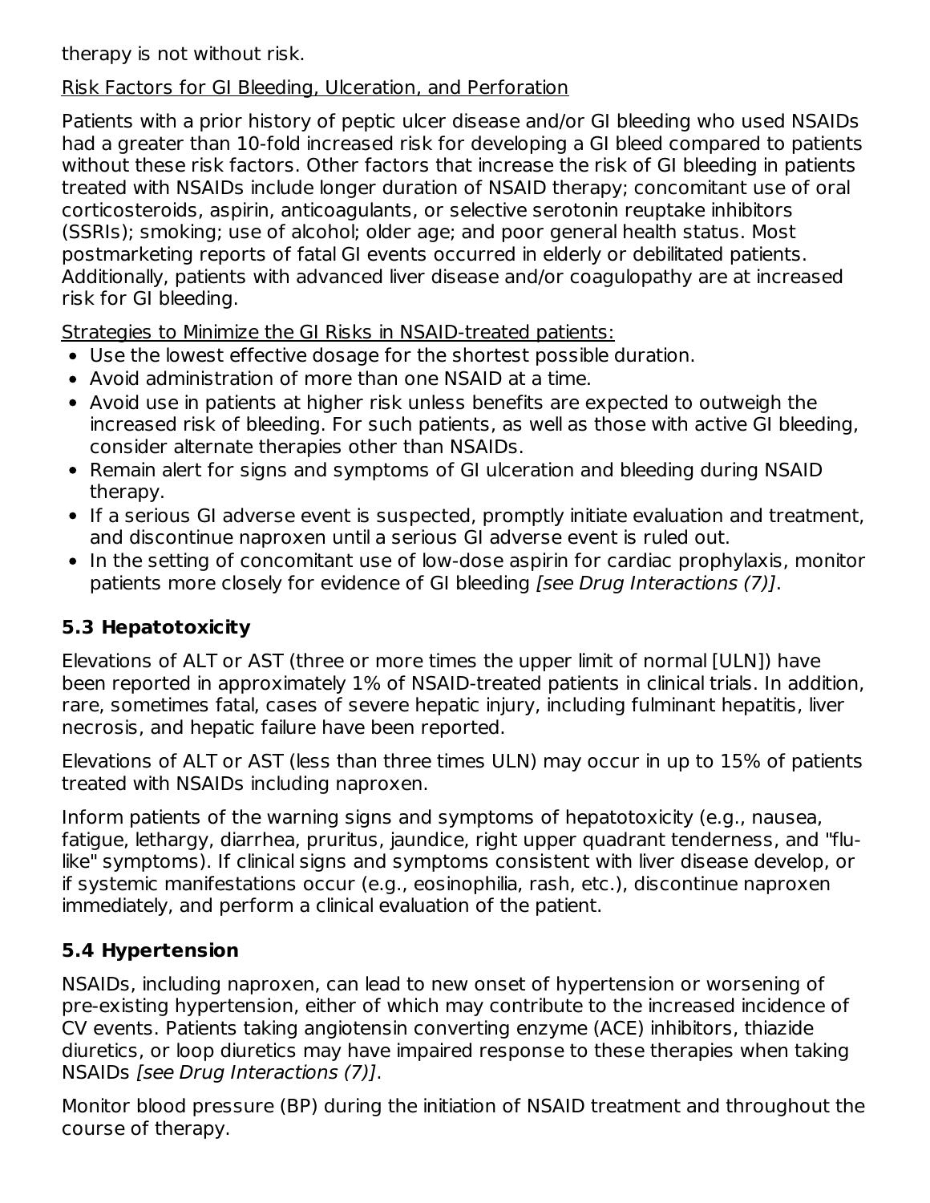therapy is not without risk.

Risk Factors for GI Bleeding, Ulceration, and Perforation

Patients with a prior history of peptic ulcer disease and/or GI bleeding who used NSAIDs had a greater than 10-fold increased risk for developing a GI bleed compared to patients without these risk factors. Other factors that increase the risk of GI bleeding in patients treated with NSAIDs include longer duration of NSAID therapy; concomitant use of oral corticosteroids, aspirin, anticoagulants, or selective serotonin reuptake inhibitors (SSRIs); smoking; use of alcohol; older age; and poor general health status. Most postmarketing reports of fatal GI events occurred in elderly or debilitated patients. Additionally, patients with advanced liver disease and/or coagulopathy are at increased risk for GI bleeding.

Strategies to Minimize the GI Risks in NSAID-treated patients:

- Use the lowest effective dosage for the shortest possible duration.
- Avoid administration of more than one NSAID at a time.
- Avoid use in patients at higher risk unless benefits are expected to outweigh the increased risk of bleeding. For such patients, as well as those with active GI bleeding, consider alternate therapies other than NSAIDs.
- Remain alert for signs and symptoms of GI ulceration and bleeding during NSAID therapy.
- If a serious GI adverse event is suspected, promptly initiate evaluation and treatment, and discontinue naproxen until a serious GI adverse event is ruled out.
- In the setting of concomitant use of low-dose aspirin for cardiac prophylaxis, monitor patients more closely for evidence of GI bleeding *[see Drug Interactions (7)]*.

### 5.3 Hepatotoxicity

Elevations of ALT or AST (three or more times the upper limit of normal [ULN]) have been reported in approximately 1% of NSAID-treated patients in clinical trials. In addition, rare, sometimes fatal, cases of severe hepatic injury, including fulminant hepatitis, liver necrosis, and hepatic failure have been reported.

Elevations of ALT or AST (less than three times ULN) may occur in up to 15% of patients treated with NSAIDs including naproxen.

Inform patients of the warning signs and symptoms of hepatotoxicity (e.g., nausea, fatigue, lethargy, diarrhea, pruritus, jaundice, right upper quadrant tenderness, and "flu-like" symptoms). If clinical signs and symptoms consistent with liver disease develop, or if systemic manifestations occur (e.g., eosinophilia, rash, etc.), discontinue naproxen immediately, and perform a clinical evaluation of the patient.

### 5.4 Hypertension

NSAIDs, including naproxen, can lead to new onset of hypertension or worsening of pre-existing hypertension, either of which may contribute to the increased incidence of CV events. Patients taking angiotensin converting enzyme (ACE) inhibitors, thiazide diuretics, or loop diuretics may have impaired response to these therapies when taking NSAIDs *[see Drug Interactions (7)]*.

Monitor blood pressure (BP) during the initiation of NSAID treatment and throughout the course of therapy.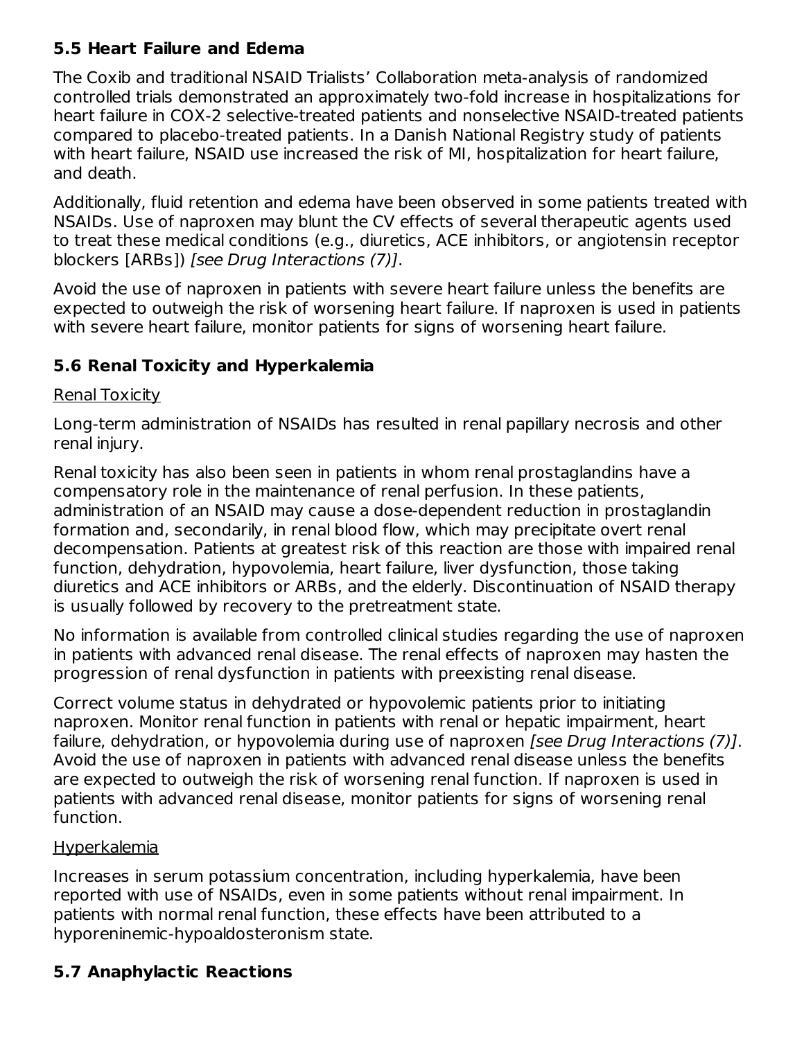### 5.5 Heart Failure and Edema

The Coxib and traditional NSAID Trialists' Collaboration meta-analysis of randomized controlled trials demonstrated an approximately two-fold increase in hospitalizations for heart failure in COX-2 selective-treated patients and nonselective NSAID-treated patients compared to placebo-treated patients. In a Danish National Registry study of patients with heart failure, NSAID use increased the risk of MI, hospitalization for heart failure, and death.

Additionally, fluid retention and edema have been observed in some patients treated with NSAIDs. Use of naproxen may blunt the CV effects of several therapeutic agents used to treat these medical conditions (e.g., diuretics, ACE inhibitors, or angiotensin receptor blockers [ARBs]) *[see Drug Interactions (7)]*.

Avoid the use of naproxen in patients with severe heart failure unless the benefits are expected to outweigh the risk of worsening heart failure. If naproxen is used in patients with severe heart failure, monitor patients for signs of worsening heart failure.

### 5.6 Renal Toxicity and Hyperkalemia

Renal Toxicity

Long-term administration of NSAIDs has resulted in renal papillary necrosis and other renal injury.

Renal toxicity has also been seen in patients in whom renal prostaglandins have a compensatory role in the maintenance of renal perfusion. In these patients, administration of an NSAID may cause a dose-dependent reduction in prostaglandin formation and, secondarily, in renal blood flow, which may precipitate overt renal decompensation. Patients at greatest risk of this reaction are those with impaired renal function, dehydration, hypovolemia, heart failure, liver dysfunction, those taking diuretics and ACE inhibitors or ARBs, and the elderly. Discontinuation of NSAID therapy is usually followed by recovery to the pretreatment state.

No information is available from controlled clinical studies regarding the use of naproxen in patients with advanced renal disease. The renal effects of naproxen may hasten the progression of renal dysfunction in patients with preexisting renal disease.

Correct volume status in dehydrated or hypovolemic patients prior to initiating naproxen. Monitor renal function in patients with renal or hepatic impairment, heart failure, dehydration, or hypovolemia during use of naproxen *[see Drug Interactions (7)]*. Avoid the use of naproxen in patients with advanced renal disease unless the benefits are expected to outweigh the risk of worsening renal function. If naproxen is used in patients with advanced renal disease, monitor patients for signs of worsening renal function.

Hyperkalemia

Increases in serum potassium concentration, including hyperkalemia, have been reported with use of NSAIDs, even in some patients without renal impairment. In patients with normal renal function, these effects have been attributed to a hyporeninemic-hypoaldosteronism state.

### 5.7 Anaphylactic Reactions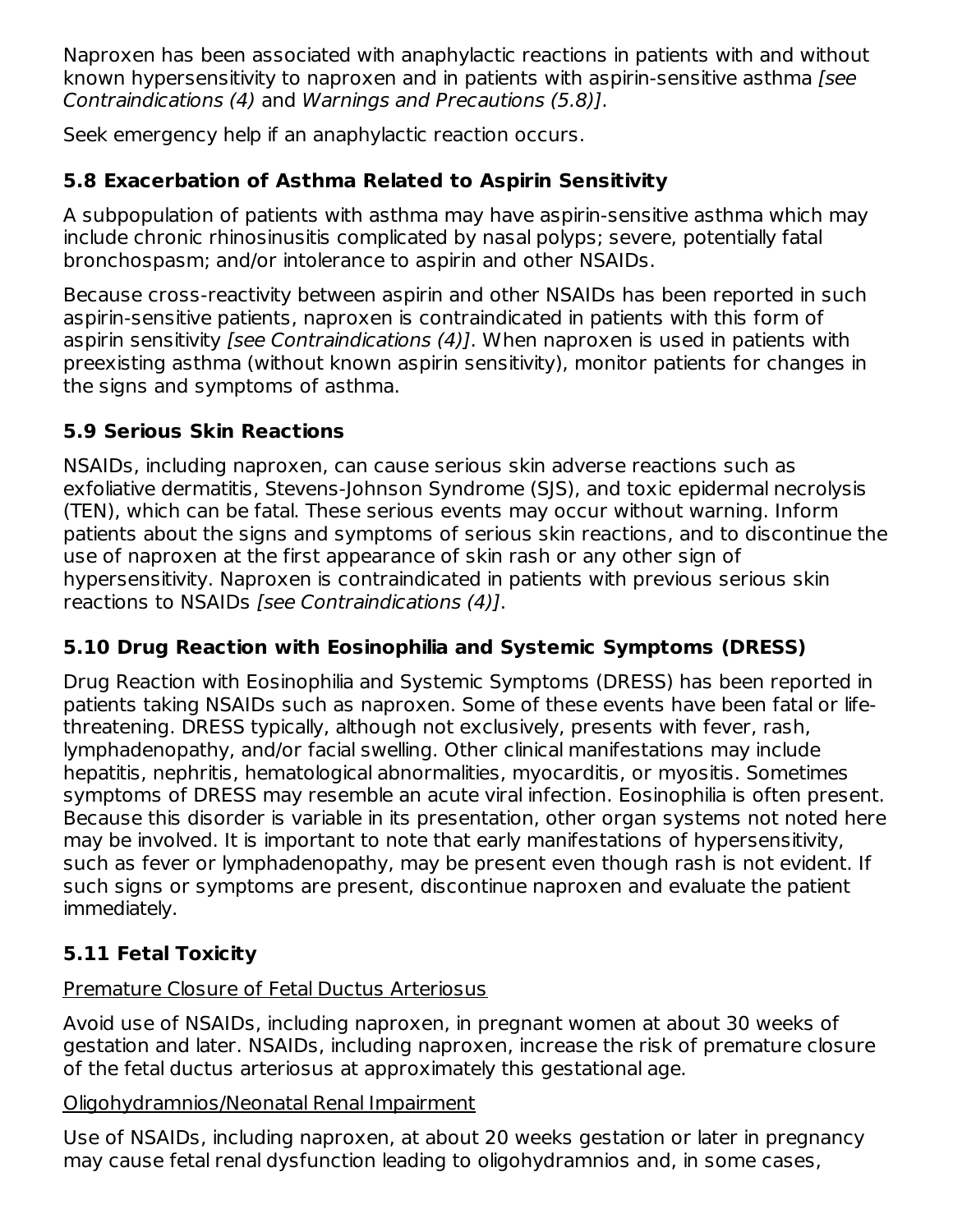Naproxen has been associated with anaphylactic reactions in patients with and without known hypersensitivity to naproxen and in patients with aspirin-sensitive asthma *[see Contraindications (4)* and *Warnings and Precautions (5.8)]*.

Seek emergency help if an anaphylactic reaction occurs.

### 5.8 Exacerbation of Asthma Related to Aspirin Sensitivity

A subpopulation of patients with asthma may have aspirin-sensitive asthma which may include chronic rhinosinusitis complicated by nasal polyps; severe, potentially fatal bronchospasm; and/or intolerance to aspirin and other NSAIDs.

Because cross-reactivity between aspirin and other NSAIDs has been reported in such aspirin-sensitive patients, naproxen is contraindicated in patients with this form of aspirin sensitivity *[see Contraindications (4)]*. When naproxen is used in patients with preexisting asthma (without known aspirin sensitivity), monitor patients for changes in the signs and symptoms of asthma.

### 5.9 Serious Skin Reactions

NSAIDs, including naproxen, can cause serious skin adverse reactions such as exfoliative dermatitis, Stevens-Johnson Syndrome (SJS), and toxic epidermal necrolysis (TEN), which can be fatal. These serious events may occur without warning. Inform patients about the signs and symptoms of serious skin reactions, and to discontinue the use of naproxen at the first appearance of skin rash or any other sign of hypersensitivity. Naproxen is contraindicated in patients with previous serious skin reactions to NSAIDs *[see Contraindications (4)]*.

### 5.10 Drug Reaction with Eosinophilia and Systemic Symptoms (DRESS)

Drug Reaction with Eosinophilia and Systemic Symptoms (DRESS) has been reported in patients taking NSAIDs such as naproxen. Some of these events have been fatal or life-threatening. DRESS typically, although not exclusively, presents with fever, rash, lymphadenopathy, and/or facial swelling. Other clinical manifestations may include hepatitis, nephritis, hematological abnormalities, myocarditis, or myositis. Sometimes symptoms of DRESS may resemble an acute viral infection. Eosinophilia is often present. Because this disorder is variable in its presentation, other organ systems not noted here may be involved. It is important to note that early manifestations of hypersensitivity, such as fever or lymphadenopathy, may be present even though rash is not evident. If such signs or symptoms are present, discontinue naproxen and evaluate the patient immediately.

### 5.11 Fetal Toxicity

<u>Premature Closure of Fetal Ductus Arteriosus</u>

Avoid use of NSAIDs, including naproxen, in pregnant women at about 30 weeks of gestation and later. NSAIDs, including naproxen, increase the risk of premature closure of the fetal ductus arteriosus at approximately this gestational age.

<u>Oligohydramnios/Neonatal Renal Impairment</u>

Use of NSAIDs, including naproxen, at about 20 weeks gestation or later in pregnancy may cause fetal renal dysfunction leading to oligohydramnios and, in some cases,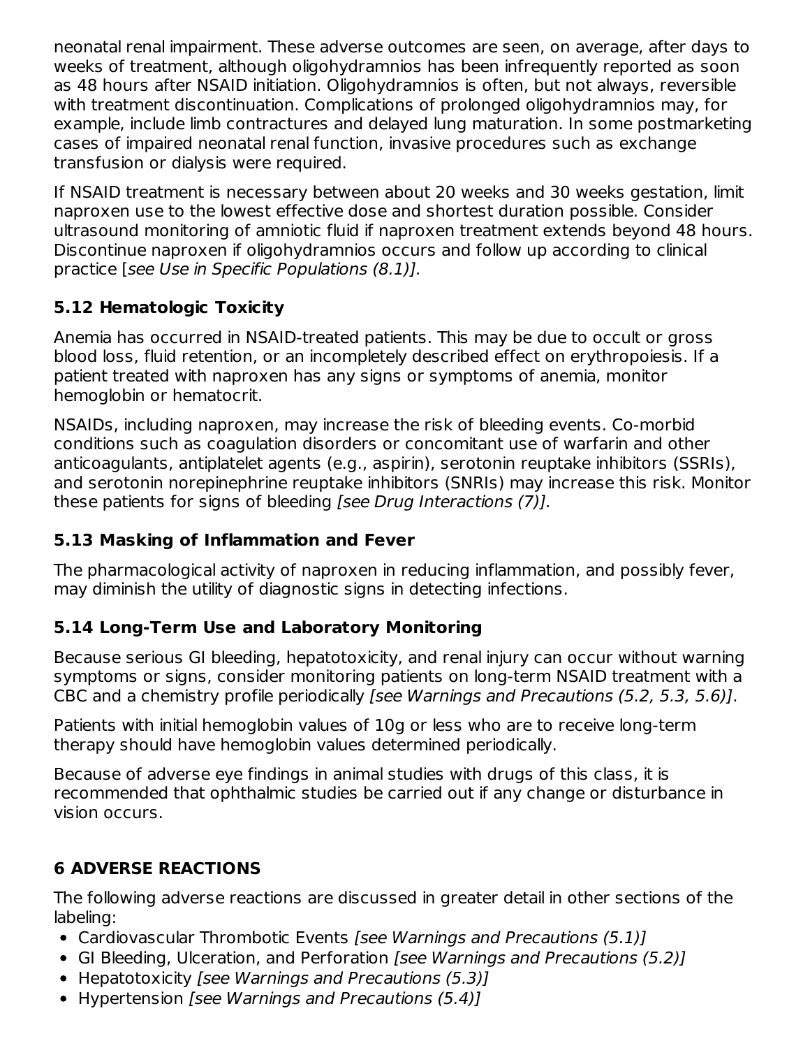neonatal renal impairment. These adverse outcomes are seen, on average, after days to weeks of treatment, although oligohydramnios has been infrequently reported as soon as 48 hours after NSAID initiation. Oligohydramnios is often, but not always, reversible with treatment discontinuation. Complications of prolonged oligohydramnios may, for example, include limb contractures and delayed lung maturation. In some postmarketing cases of impaired neonatal renal function, invasive procedures such as exchange transfusion or dialysis were required.

If NSAID treatment is necessary between about 20 weeks and 30 weeks gestation, limit naproxen use to the lowest effective dose and shortest duration possible. Consider ultrasound monitoring of amniotic fluid if naproxen treatment extends beyond 48 hours. Discontinue naproxen if oligohydramnios occurs and follow up according to clinical practice [*see Use in Specific Populations (8.1)]*.

### 5.12 Hematologic Toxicity

Anemia has occurred in NSAID-treated patients. This may be due to occult or gross blood loss, fluid retention, or an incompletely described effect on erythropoiesis. If a patient treated with naproxen has any signs or symptoms of anemia, monitor hemoglobin or hematocrit.

NSAIDs, including naproxen, may increase the risk of bleeding events. Co-morbid conditions such as coagulation disorders or concomitant use of warfarin and other anticoagulants, antiplatelet agents (e.g., aspirin), serotonin reuptake inhibitors (SSRIs), and serotonin norepinephrine reuptake inhibitors (SNRIs) may increase this risk. Monitor these patients for signs of bleeding *[see Drug Interactions (7)]*.

### 5.13 Masking of Inflammation and Fever

The pharmacological activity of naproxen in reducing inflammation, and possibly fever, may diminish the utility of diagnostic signs in detecting infections.

### 5.14 Long-Term Use and Laboratory Monitoring

Because serious GI bleeding, hepatotoxicity, and renal injury can occur without warning symptoms or signs, consider monitoring patients on long-term NSAID treatment with a CBC and a chemistry profile periodically *[see Warnings and Precautions (5.2, 5.3, 5.6)]*.

Patients with initial hemoglobin values of 10g or less who are to receive long-term therapy should have hemoglobin values determined periodically.

Because of adverse eye findings in animal studies with drugs of this class, it is recommended that ophthalmic studies be carried out if any change or disturbance in vision occurs.

## 6 ADVERSE REACTIONS

The following adverse reactions are discussed in greater detail in other sections of the labeling:

- Cardiovascular Thrombotic Events *[see Warnings and Precautions (5.1)]*
- GI Bleeding, Ulceration, and Perforation *[see Warnings and Precautions (5.2)]*
- Hepatotoxicity *[see Warnings and Precautions (5.3)]*
- Hypertension *[see Warnings and Precautions (5.4)]*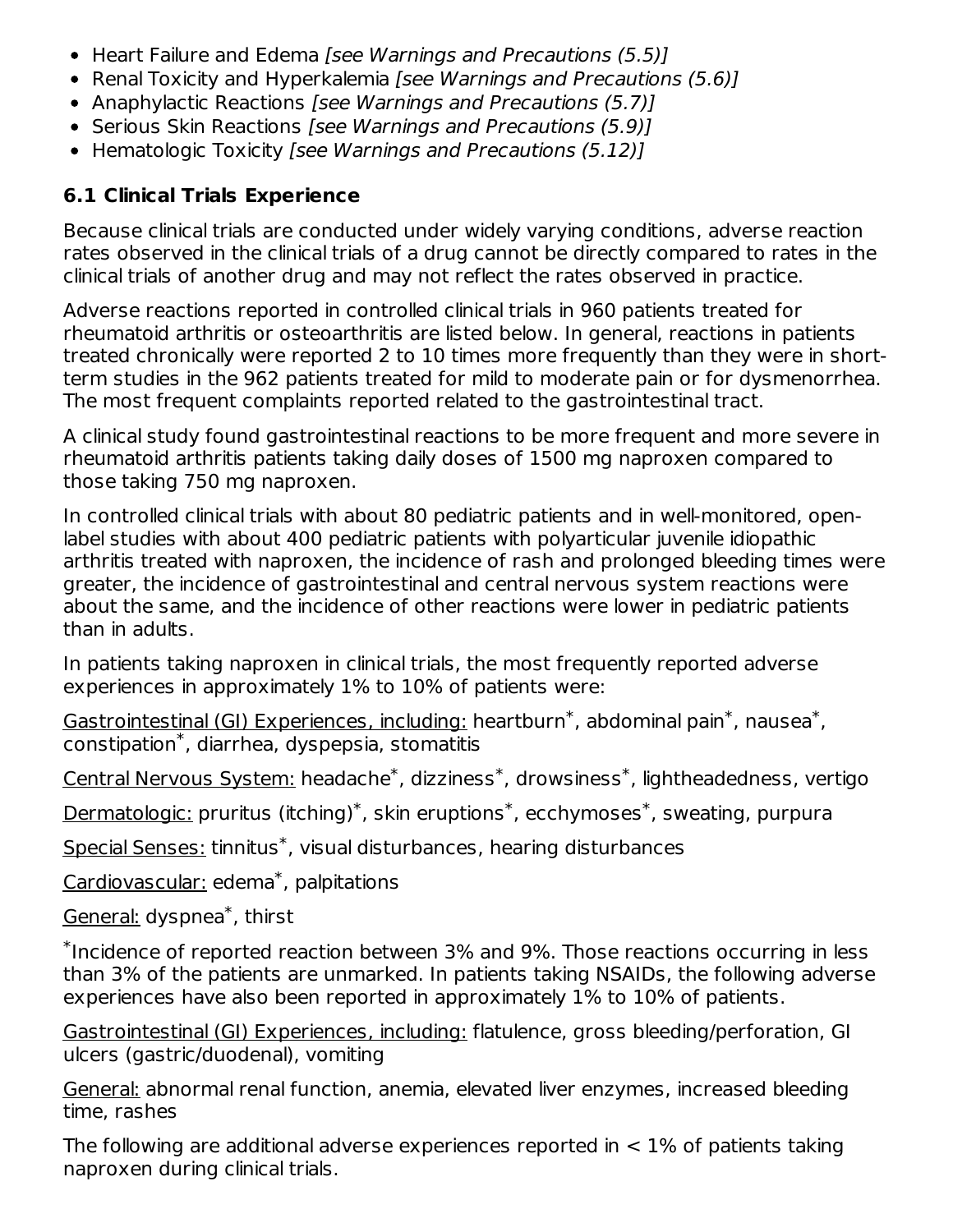- Heart Failure and Edema *[see Warnings and Precautions (5.5)]*
- Renal Toxicity and Hyperkalemia *[see Warnings and Precautions (5.6)]*
- Anaphylactic Reactions *[see Warnings and Precautions (5.7)]*
- Serious Skin Reactions *[see Warnings and Precautions (5.9)]*
- Hematologic Toxicity *[see Warnings and Precautions (5.12)]*

### 6.1 Clinical Trials Experience

Because clinical trials are conducted under widely varying conditions, adverse reaction rates observed in the clinical trials of a drug cannot be directly compared to rates in the clinical trials of another drug and may not reflect the rates observed in practice.

Adverse reactions reported in controlled clinical trials in 960 patients treated for rheumatoid arthritis or osteoarthritis are listed below. In general, reactions in patients treated chronically were reported 2 to 10 times more frequently than they were in short-term studies in the 962 patients treated for mild to moderate pain or for dysmenorrhea. The most frequent complaints reported related to the gastrointestinal tract.

A clinical study found gastrointestinal reactions to be more frequent and more severe in rheumatoid arthritis patients taking daily doses of 1500 mg naproxen compared to those taking 750 mg naproxen.

In controlled clinical trials with about 80 pediatric patients and in well-monitored, open-label studies with about 400 pediatric patients with polyarticular juvenile idiopathic arthritis treated with naproxen, the incidence of rash and prolonged bleeding times were greater, the incidence of gastrointestinal and central nervous system reactions were about the same, and the incidence of other reactions were lower in pediatric patients than in adults.

In patients taking naproxen in clinical trials, the most frequently reported adverse experiences in approximately 1% to 10% of patients were:

<u>Gastrointestinal (GI) Experiences, including:</u> heartburn*, abdominal pain*, nausea*, constipation*, diarrhea, dyspepsia, stomatitis

<u>Central Nervous System:</u> headache*, dizziness*, drowsiness*, lightheadedness, vertigo

<u>Dermatologic:</u> pruritus (itching)*, skin eruptions*, ecchymoses*, sweating, purpura

<u>Special Senses:</u> tinnitus*, visual disturbances, hearing disturbances

<u>Cardiovascular:</u> edema*, palpitations

<u>General:</u> dyspnea*, thirst

*Incidence of reported reaction between 3% and 9%. Those reactions occurring in less than 3% of the patients are unmarked. In patients taking NSAIDs, the following adverse experiences have also been reported in approximately 1% to 10% of patients.

<u>Gastrointestinal (GI) Experiences, including:</u> flatulence, gross bleeding/perforation, GI ulcers (gastric/duodenal), vomiting

<u>General:</u> abnormal renal function, anemia, elevated liver enzymes, increased bleeding time, rashes

The following are additional adverse experiences reported in < 1% of patients taking naproxen during clinical trials.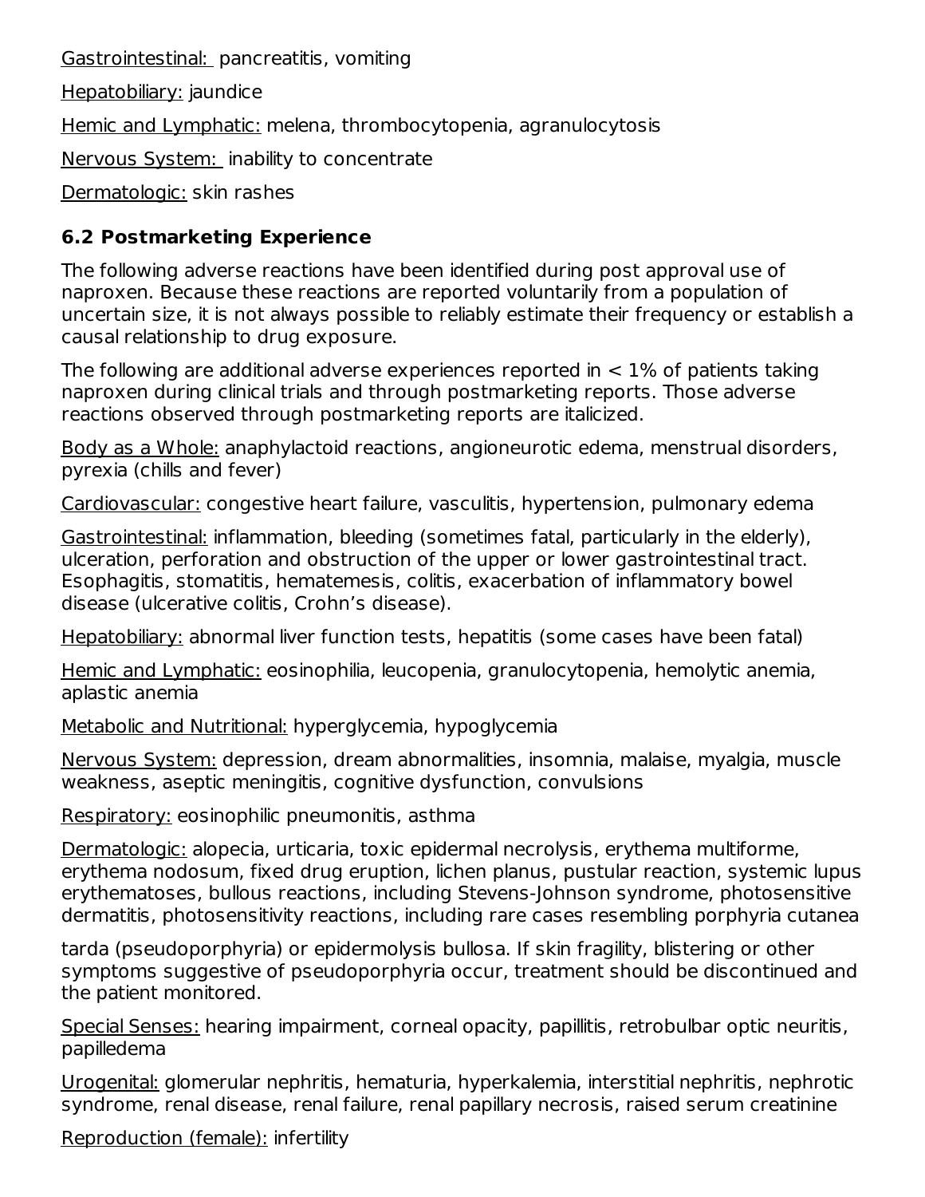Gastrointestinal: pancreatitis, vomiting

Hepatobiliary: jaundice

Hemic and Lymphatic: melena, thrombocytopenia, agranulocytosis

Nervous System: inability to concentrate

Dermatologic: skin rashes

### 6.2 Postmarketing Experience

The following adverse reactions have been identified during post approval use of naproxen. Because these reactions are reported voluntarily from a population of uncertain size, it is not always possible to reliably estimate their frequency or establish a causal relationship to drug exposure.

The following are additional adverse experiences reported in < 1% of patients taking naproxen during clinical trials and through postmarketing reports. Those adverse reactions observed through postmarketing reports are italicized.

Body as a Whole: anaphylactoid reactions, angioneurotic edema, menstrual disorders, pyrexia (chills and fever)

Cardiovascular: congestive heart failure, vasculitis, hypertension, pulmonary edema

Gastrointestinal: inflammation, bleeding (sometimes fatal, particularly in the elderly), ulceration, perforation and obstruction of the upper or lower gastrointestinal tract. Esophagitis, stomatitis, hematemesis, colitis, exacerbation of inflammatory bowel disease (ulcerative colitis, Crohn's disease).

Hepatobiliary: abnormal liver function tests, hepatitis (some cases have been fatal)

Hemic and Lymphatic: eosinophilia, leucopenia, granulocytopenia, hemolytic anemia, aplastic anemia

Metabolic and Nutritional: hyperglycemia, hypoglycemia

Nervous System: depression, dream abnormalities, insomnia, malaise, myalgia, muscle weakness, aseptic meningitis, cognitive dysfunction, convulsions

Respiratory: eosinophilic pneumonitis, asthma

Dermatologic: alopecia, urticaria, toxic epidermal necrolysis, erythema multiforme, erythema nodosum, fixed drug eruption, lichen planus, pustular reaction, systemic lupus erythematoses, bullous reactions, including Stevens-Johnson syndrome, photosensitive dermatitis, photosensitivity reactions, including rare cases resembling porphyria cutanea tarda (pseudoporphyria) or epidermolysis bullosa. If skin fragility, blistering or other symptoms suggestive of pseudoporphyria occur, treatment should be discontinued and the patient monitored.

Special Senses: hearing impairment, corneal opacity, papillitis, retrobulbar optic neuritis, papilledema

Urogenital: glomerular nephritis, hematuria, hyperkalemia, interstitial nephritis, nephrotic syndrome, renal disease, renal failure, renal papillary necrosis, raised serum creatinine

Reproduction (female): infertility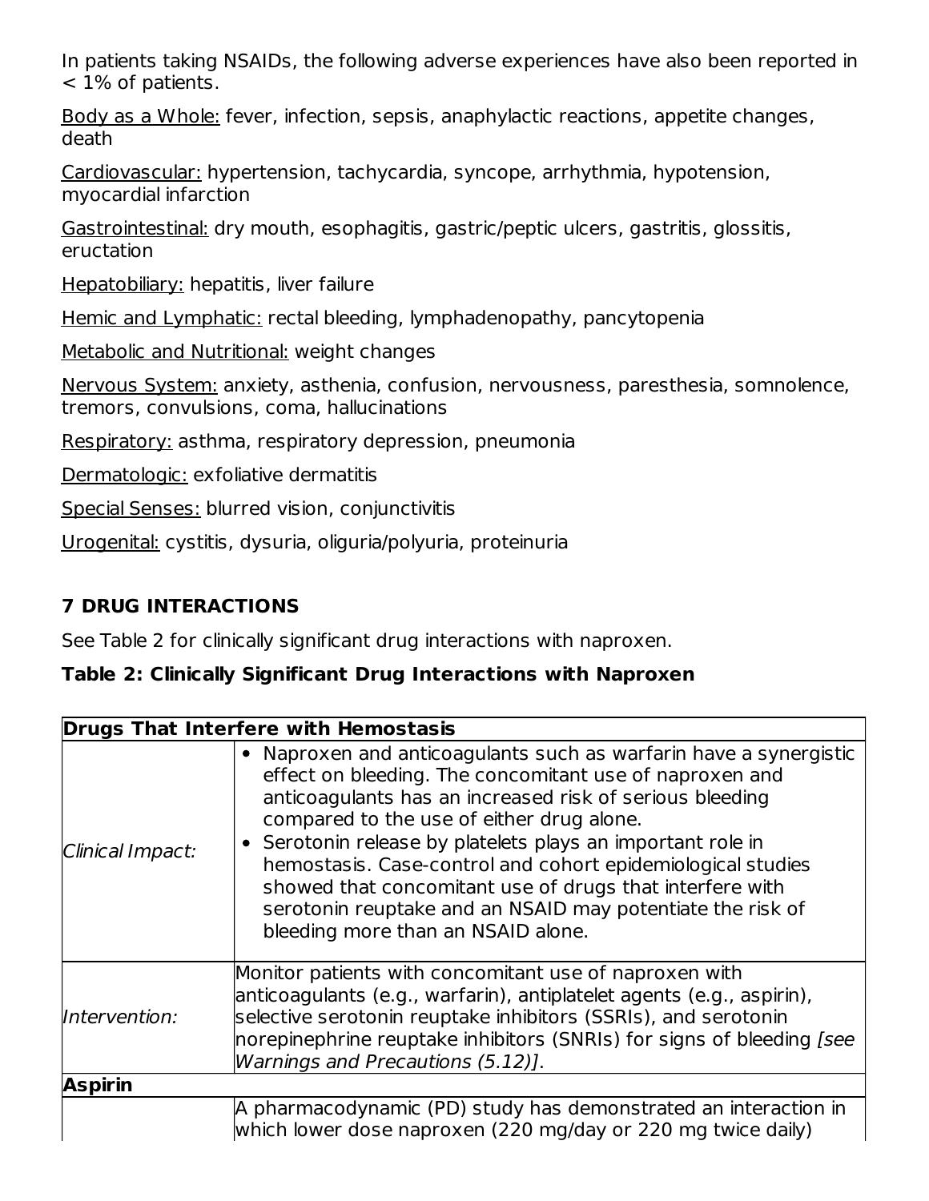In patients taking NSAIDs, the following adverse experiences have also been reported in < 1% of patients.

Body as a Whole: fever, infection, sepsis, anaphylactic reactions, appetite changes, death

Cardiovascular: hypertension, tachycardia, syncope, arrhythmia, hypotension, myocardial infarction

Gastrointestinal: dry mouth, esophagitis, gastric/peptic ulcers, gastritis, glossitis, eructation

Hepatobiliary: hepatitis, liver failure

Hemic and Lymphatic: rectal bleeding, lymphadenopathy, pancytopenia

Metabolic and Nutritional: weight changes

Nervous System: anxiety, asthenia, confusion, nervousness, paresthesia, somnolence, tremors, convulsions, coma, hallucinations

Respiratory: asthma, respiratory depression, pneumonia

Dermatologic: exfoliative dermatitis

Special Senses: blurred vision, conjunctivitis

Urogenital: cystitis, dysuria, oliguria/polyuria, proteinuria

## 7 DRUG INTERACTIONS

See Table 2 for clinically significant drug interactions with naproxen.

**Table 2: Clinically Significant Drug Interactions with Naproxen**

| **Drugs That Interfere with Hemostasis** | |
|---|---|
| *Clinical Impact:* | • Naproxen and anticoagulants such as warfarin have a synergistic effect on bleeding. The concomitant use of naproxen and anticoagulants has an increased risk of serious bleeding compared to the use of either drug alone.<br>• Serotonin release by platelets plays an important role in hemostasis. Case-control and cohort epidemiological studies showed that concomitant use of drugs that interfere with serotonin reuptake and an NSAID may potentiate the risk of bleeding more than an NSAID alone. |
| *Intervention:* | Monitor patients with concomitant use of naproxen with anticoagulants (e.g., warfarin), antiplatelet agents (e.g., aspirin), selective serotonin reuptake inhibitors (SSRIs), and serotonin norepinephrine reuptake inhibitors (SNRIs) for signs of bleeding *[see Warnings and Precautions (5.12)]*. |
| **Aspirin** | |
| | A pharmacodynamic (PD) study has demonstrated an interaction in which lower dose naproxen (220 mg/day or 220 mg twice daily) |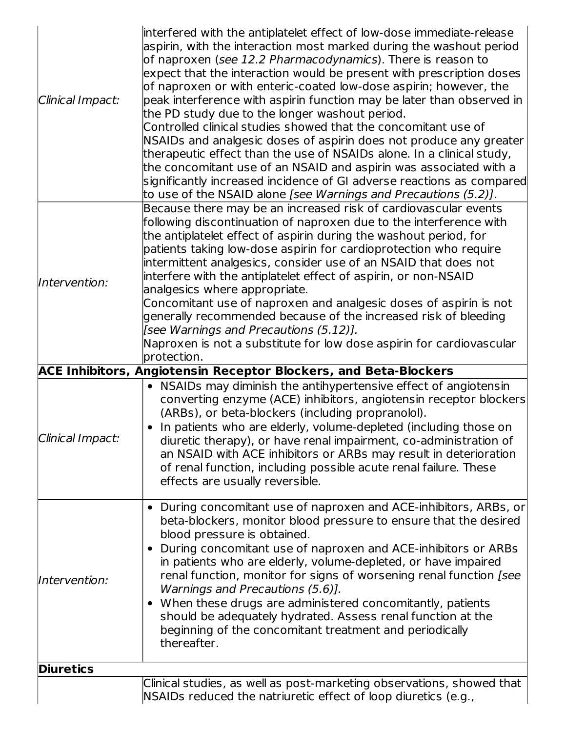| | |
|---|---|
| *Clinical Impact:* | interfered with the antiplatelet effect of low-dose immediate-release aspirin, with the interaction most marked during the washout period of naproxen (*see 12.2 Pharmacodynamics*). There is reason to expect that the interaction would be present with prescription doses of naproxen or with enteric-coated low-dose aspirin; however, the peak interference with aspirin function may be later than observed in the PD study due to the longer washout period.<br>Controlled clinical studies showed that the concomitant use of NSAIDs and analgesic doses of aspirin does not produce any greater therapeutic effect than the use of NSAIDs alone. In a clinical study, the concomitant use of an NSAID and aspirin was associated with a significantly increased incidence of GI adverse reactions as compared to use of the NSAID alone *[see Warnings and Precautions (5.2)]*. |
| *Intervention:* | Because there may be an increased risk of cardiovascular events following discontinuation of naproxen due to the interference with the antiplatelet effect of aspirin during the washout period, for patients taking low-dose aspirin for cardioprotection who require intermittent analgesics, consider use of an NSAID that does not interfere with the antiplatelet effect of aspirin, or non-NSAID analgesics where appropriate.<br>Concomitant use of naproxen and analgesic doses of aspirin is not generally recommended because of the increased risk of bleeding *[see Warnings and Precautions (5.12)].*<br>Naproxen is not a substitute for low dose aspirin for cardiovascular protection. |
| **ACE Inhibitors, Angiotensin Receptor Blockers, and Beta-Blockers** | |
| *Clinical Impact:* | • NSAIDs may diminish the antihypertensive effect of angiotensin converting enzyme (ACE) inhibitors, angiotensin receptor blockers (ARBs), or beta-blockers (including propranolol).<br>• In patients who are elderly, volume-depleted (including those on diuretic therapy), or have renal impairment, co-administration of an NSAID with ACE inhibitors or ARBs may result in deterioration of renal function, including possible acute renal failure. These effects are usually reversible. |
| *Intervention:* | • During concomitant use of naproxen and ACE-inhibitors, ARBs, or beta-blockers, monitor blood pressure to ensure that the desired blood pressure is obtained.<br>• During concomitant use of naproxen and ACE-inhibitors or ARBs in patients who are elderly, volume-depleted, or have impaired renal function, monitor for signs of worsening renal function *[see Warnings and Precautions (5.6)].*<br>• When these drugs are administered concomitantly, patients should be adequately hydrated. Assess renal function at the beginning of the concomitant treatment and periodically thereafter. |
| **Diuretics** | |
| | Clinical studies, as well as post-marketing observations, showed that NSAIDs reduced the natriuretic effect of loop diuretics (e.g., |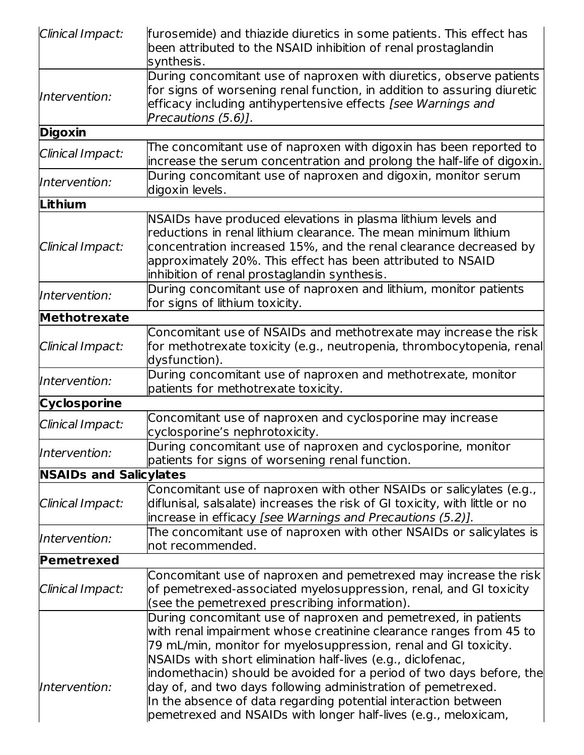| | |
|---|---|
| *Clinical Impact:* | furosemide) and thiazide diuretics in some patients. This effect has been attributed to the NSAID inhibition of renal prostaglandin synthesis. |
| *Intervention:* | During concomitant use of naproxen with diuretics, observe patients for signs of worsening renal function, in addition to assuring diuretic efficacy including antihypertensive effects *[see Warnings and Precautions (5.6)]*. |
| **Digoxin** | |
| *Clinical Impact:* | The concomitant use of naproxen with digoxin has been reported to increase the serum concentration and prolong the half-life of digoxin. |
| *Intervention:* | During concomitant use of naproxen and digoxin, monitor serum digoxin levels. |
| **Lithium** | |
| *Clinical Impact:* | NSAIDs have produced elevations in plasma lithium levels and reductions in renal lithium clearance. The mean minimum lithium concentration increased 15%, and the renal clearance decreased by approximately 20%. This effect has been attributed to NSAID inhibition of renal prostaglandin synthesis. |
| *Intervention:* | During concomitant use of naproxen and lithium, monitor patients for signs of lithium toxicity. |
| **Methotrexate** | |
| *Clinical Impact:* | Concomitant use of NSAIDs and methotrexate may increase the risk for methotrexate toxicity (e.g., neutropenia, thrombocytopenia, renal dysfunction). |
| *Intervention:* | During concomitant use of naproxen and methotrexate, monitor patients for methotrexate toxicity. |
| **Cyclosporine** | |
| *Clinical Impact:* | Concomitant use of naproxen and cyclosporine may increase cyclosporine's nephrotoxicity. |
| *Intervention:* | During concomitant use of naproxen and cyclosporine, monitor patients for signs of worsening renal function. |
| **NSAIDs and Salicylates** | |
| *Clinical Impact:* | Concomitant use of naproxen with other NSAIDs or salicylates (e.g., diflunisal, salsalate) increases the risk of GI toxicity, with little or no increase in efficacy *[see Warnings and Precautions (5.2)]*. |
| *Intervention:* | The concomitant use of naproxen with other NSAIDs or salicylates is not recommended. |
| **Pemetrexed** | |
| *Clinical Impact:* | Concomitant use of naproxen and pemetrexed may increase the risk of pemetrexed-associated myelosuppression, renal, and GI toxicity (see the pemetrexed prescribing information). |
| *Intervention:* | During concomitant use of naproxen and pemetrexed, in patients with renal impairment whose creatinine clearance ranges from 45 to 79 mL/min, monitor for myelosuppression, renal and GI toxicity. NSAIDs with short elimination half-lives (e.g., diclofenac, indomethacin) should be avoided for a period of two days before, the day of, and two days following administration of pemetrexed. In the absence of data regarding potential interaction between pemetrexed and NSAIDs with longer half-lives (e.g., meloxicam, |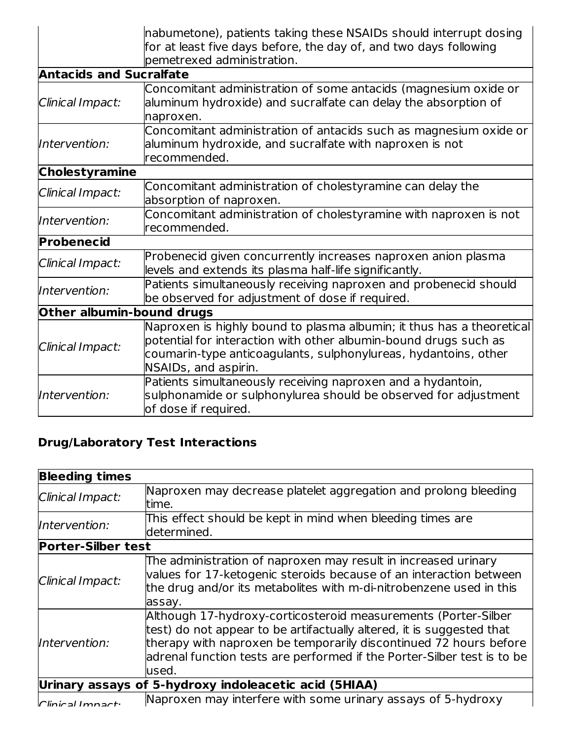| | |
|---|---|
| | nabumetone), patients taking these NSAIDs should interrupt dosing for at least five days before, the day of, and two days following pemetrexed administration. |
| **Antacids and Sucralfate** | |
| *Clinical Impact:* | Concomitant administration of some antacids (magnesium oxide or aluminum hydroxide) and sucralfate can delay the absorption of naproxen. |
| *Intervention:* | Concomitant administration of antacids such as magnesium oxide or aluminum hydroxide, and sucralfate with naproxen is not recommended. |
| **Cholestyramine** | |
| *Clinical Impact:* | Concomitant administration of cholestyramine can delay the absorption of naproxen. |
| *Intervention:* | Concomitant administration of cholestyramine with naproxen is not recommended. |
| **Probenecid** | |
| *Clinical Impact:* | Probenecid given concurrently increases naproxen anion plasma levels and extends its plasma half-life significantly. |
| *Intervention:* | Patients simultaneously receiving naproxen and probenecid should be observed for adjustment of dose if required. |
| **Other albumin-bound drugs** | |
| *Clinical Impact:* | Naproxen is highly bound to plasma albumin; it thus has a theoretical potential for interaction with other albumin-bound drugs such as coumarin-type anticoagulants, sulphonylureas, hydantoins, other NSAIDs, and aspirin. |
| *Intervention:* | Patients simultaneously receiving naproxen and a hydantoin, sulphonamide or sulphonylurea should be observed for adjustment of dose if required. |

**Drug/Laboratory Test Interactions**

| **Bleeding times** | |
|---|---|
| *Clinical Impact:* | Naproxen may decrease platelet aggregation and prolong bleeding time. |
| *Intervention:* | This effect should be kept in mind when bleeding times are determined. |
| **Porter-Silber test** | |
| *Clinical Impact:* | The administration of naproxen may result in increased urinary values for 17-ketogenic steroids because of an interaction between the drug and/or its metabolites with m-di-nitrobenzene used in this assay. |
| *Intervention:* | Although 17-hydroxy-corticosteroid measurements (Porter-Silber test) do not appear to be artifactually altered, it is suggested that therapy with naproxen be temporarily discontinued 72 hours before adrenal function tests are performed if the Porter-Silber test is to be used. |
| **Urinary assays of 5-hydroxy indoleacetic acid (5HIAA)** | |
| *Clinical Impact:* | Naproxen may interfere with some urinary assays of 5-hydroxy |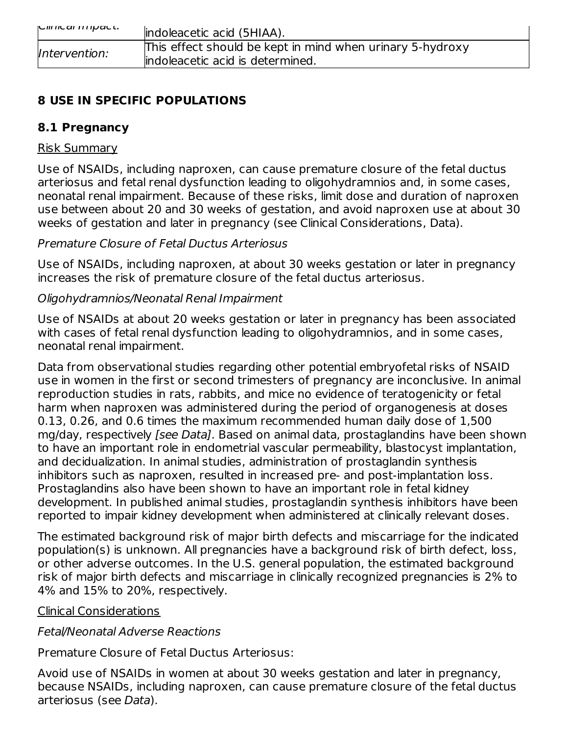| Clinical Impact: | indoleacetic acid (5HIAA). |
| --- | --- |
| Intervention: | This effect should be kept in mind when urinary 5-hydroxy indoleacetic acid is determined. |

## 8 USE IN SPECIFIC POPULATIONS

### 8.1 Pregnancy

Risk Summary

Use of NSAIDs, including naproxen, can cause premature closure of the fetal ductus arteriosus and fetal renal dysfunction leading to oligohydramnios and, in some cases, neonatal renal impairment. Because of these risks, limit dose and duration of naproxen use between about 20 and 30 weeks of gestation, and avoid naproxen use at about 30 weeks of gestation and later in pregnancy (see Clinical Considerations, Data).

*Premature Closure of Fetal Ductus Arteriosus*

Use of NSAIDs, including naproxen, at about 30 weeks gestation or later in pregnancy increases the risk of premature closure of the fetal ductus arteriosus.

*Oligohydramnios/Neonatal Renal Impairment*

Use of NSAIDs at about 20 weeks gestation or later in pregnancy has been associated with cases of fetal renal dysfunction leading to oligohydramnios, and in some cases, neonatal renal impairment.

Data from observational studies regarding other potential embryofetal risks of NSAID use in women in the first or second trimesters of pregnancy are inconclusive. In animal reproduction studies in rats, rabbits, and mice no evidence of teratogenicity or fetal harm when naproxen was administered during the period of organogenesis at doses 0.13, 0.26, and 0.6 times the maximum recommended human daily dose of 1,500 mg/day, respectively *[see Data]*. Based on animal data, prostaglandins have been shown to have an important role in endometrial vascular permeability, blastocyst implantation, and decidualization. In animal studies, administration of prostaglandin synthesis inhibitors such as naproxen, resulted in increased pre- and post-implantation loss. Prostaglandins also have been shown to have an important role in fetal kidney development. In published animal studies, prostaglandin synthesis inhibitors have been reported to impair kidney development when administered at clinically relevant doses.

The estimated background risk of major birth defects and miscarriage for the indicated population(s) is unknown. All pregnancies have a background risk of birth defect, loss, or other adverse outcomes. In the U.S. general population, the estimated background risk of major birth defects and miscarriage in clinically recognized pregnancies is 2% to 4% and 15% to 20%, respectively.

Clinical Considerations

*Fetal/Neonatal Adverse Reactions*

Premature Closure of Fetal Ductus Arteriosus:

Avoid use of NSAIDs in women at about 30 weeks gestation and later in pregnancy, because NSAIDs, including naproxen, can cause premature closure of the fetal ductus arteriosus (see *Data*).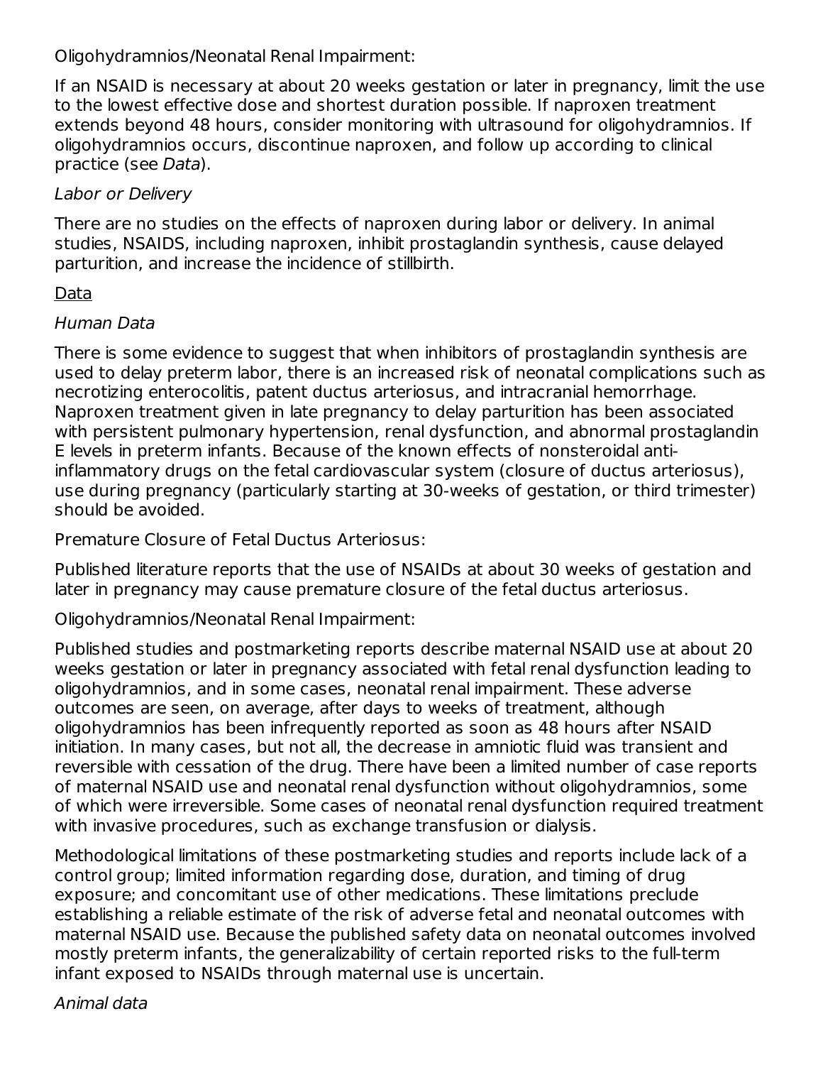Oligohydramnios/Neonatal Renal Impairment:

If an NSAID is necessary at about 20 weeks gestation or later in pregnancy, limit the use to the lowest effective dose and shortest duration possible. If naproxen treatment extends beyond 48 hours, consider monitoring with ultrasound for oligohydramnios. If oligohydramnios occurs, discontinue naproxen, and follow up according to clinical practice (see *Data*).

*Labor or Delivery*

There are no studies on the effects of naproxen during labor or delivery. In animal studies, NSAIDS, including naproxen, inhibit prostaglandin synthesis, cause delayed parturition, and increase the incidence of stillbirth.

Data

*Human Data*

There is some evidence to suggest that when inhibitors of prostaglandin synthesis are used to delay preterm labor, there is an increased risk of neonatal complications such as necrotizing enterocolitis, patent ductus arteriosus, and intracranial hemorrhage. Naproxen treatment given in late pregnancy to delay parturition has been associated with persistent pulmonary hypertension, renal dysfunction, and abnormal prostaglandin E levels in preterm infants. Because of the known effects of nonsteroidal anti-inflammatory drugs on the fetal cardiovascular system (closure of ductus arteriosus), use during pregnancy (particularly starting at 30-weeks of gestation, or third trimester) should be avoided.

Premature Closure of Fetal Ductus Arteriosus:

Published literature reports that the use of NSAIDs at about 30 weeks of gestation and later in pregnancy may cause premature closure of the fetal ductus arteriosus.

Oligohydramnios/Neonatal Renal Impairment:

Published studies and postmarketing reports describe maternal NSAID use at about 20 weeks gestation or later in pregnancy associated with fetal renal dysfunction leading to oligohydramnios, and in some cases, neonatal renal impairment. These adverse outcomes are seen, on average, after days to weeks of treatment, although oligohydramnios has been infrequently reported as soon as 48 hours after NSAID initiation. In many cases, but not all, the decrease in amniotic fluid was transient and reversible with cessation of the drug. There have been a limited number of case reports of maternal NSAID use and neonatal renal dysfunction without oligohydramnios, some of which were irreversible. Some cases of neonatal renal dysfunction required treatment with invasive procedures, such as exchange transfusion or dialysis.

Methodological limitations of these postmarketing studies and reports include lack of a control group; limited information regarding dose, duration, and timing of drug exposure; and concomitant use of other medications. These limitations preclude establishing a reliable estimate of the risk of adverse fetal and neonatal outcomes with maternal NSAID use. Because the published safety data on neonatal outcomes involved mostly preterm infants, the generalizability of certain reported risks to the full-term infant exposed to NSAIDs through maternal use is uncertain.

*Animal data*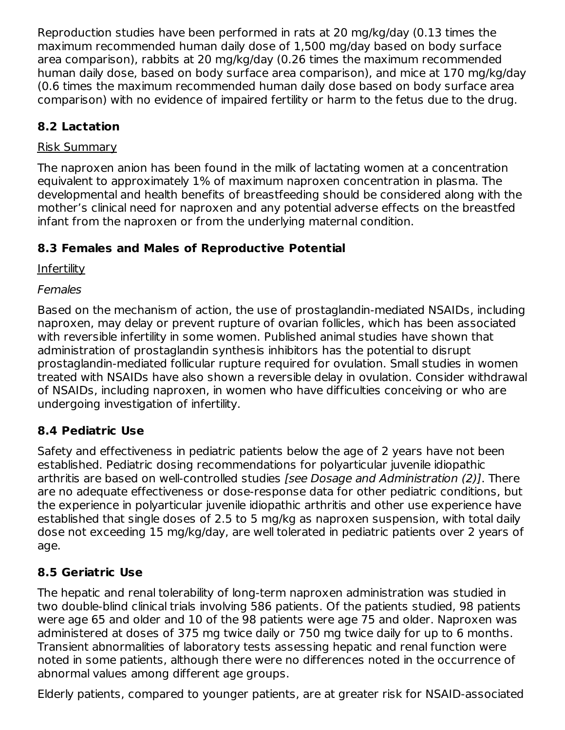Reproduction studies have been performed in rats at 20 mg/kg/day (0.13 times the maximum recommended human daily dose of 1,500 mg/day based on body surface area comparison), rabbits at 20 mg/kg/day (0.26 times the maximum recommended human daily dose, based on body surface area comparison), and mice at 170 mg/kg/day (0.6 times the maximum recommended human daily dose based on body surface area comparison) with no evidence of impaired fertility or harm to the fetus due to the drug.

## 8.2 Lactation

Risk Summary

The naproxen anion has been found in the milk of lactating women at a concentration equivalent to approximately 1% of maximum naproxen concentration in plasma. The developmental and health benefits of breastfeeding should be considered along with the mother's clinical need for naproxen and any potential adverse effects on the breastfed infant from the naproxen or from the underlying maternal condition.

## 8.3 Females and Males of Reproductive Potential

Infertility

*Females*

Based on the mechanism of action, the use of prostaglandin-mediated NSAIDs, including naproxen, may delay or prevent rupture of ovarian follicles, which has been associated with reversible infertility in some women. Published animal studies have shown that administration of prostaglandin synthesis inhibitors has the potential to disrupt prostaglandin-mediated follicular rupture required for ovulation. Small studies in women treated with NSAIDs have also shown a reversible delay in ovulation. Consider withdrawal of NSAIDs, including naproxen, in women who have difficulties conceiving or who are undergoing investigation of infertility.

## 8.4 Pediatric Use

Safety and effectiveness in pediatric patients below the age of 2 years have not been established. Pediatric dosing recommendations for polyarticular juvenile idiopathic arthritis are based on well-controlled studies *[see Dosage and Administration (2)]*. There are no adequate effectiveness or dose-response data for other pediatric conditions, but the experience in polyarticular juvenile idiopathic arthritis and other use experience have established that single doses of 2.5 to 5 mg/kg as naproxen suspension, with total daily dose not exceeding 15 mg/kg/day, are well tolerated in pediatric patients over 2 years of age.

## 8.5 Geriatric Use

The hepatic and renal tolerability of long-term naproxen administration was studied in two double-blind clinical trials involving 586 patients. Of the patients studied, 98 patients were age 65 and older and 10 of the 98 patients were age 75 and older. Naproxen was administered at doses of 375 mg twice daily or 750 mg twice daily for up to 6 months. Transient abnormalities of laboratory tests assessing hepatic and renal function were noted in some patients, although there were no differences noted in the occurrence of abnormal values among different age groups.

Elderly patients, compared to younger patients, are at greater risk for NSAID-associated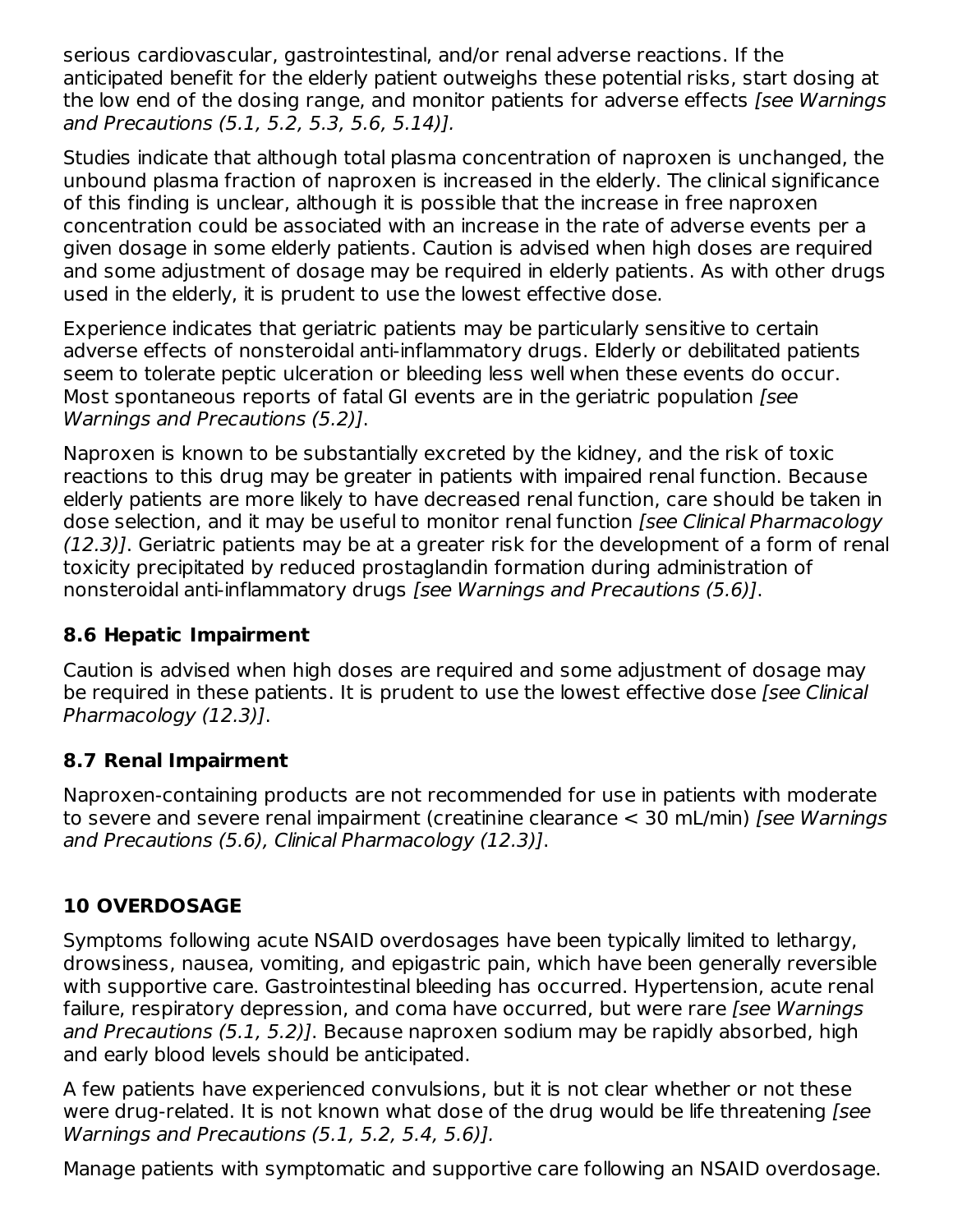serious cardiovascular, gastrointestinal, and/or renal adverse reactions. If the anticipated benefit for the elderly patient outweighs these potential risks, start dosing at the low end of the dosing range, and monitor patients for adverse effects *[see Warnings and Precautions (5.1, 5.2, 5.3, 5.6, 5.14)].*

Studies indicate that although total plasma concentration of naproxen is unchanged, the unbound plasma fraction of naproxen is increased in the elderly. The clinical significance of this finding is unclear, although it is possible that the increase in free naproxen concentration could be associated with an increase in the rate of adverse events per a given dosage in some elderly patients. Caution is advised when high doses are required and some adjustment of dosage may be required in elderly patients. As with other drugs used in the elderly, it is prudent to use the lowest effective dose.

Experience indicates that geriatric patients may be particularly sensitive to certain adverse effects of nonsteroidal anti-inflammatory drugs. Elderly or debilitated patients seem to tolerate peptic ulceration or bleeding less well when these events do occur. Most spontaneous reports of fatal GI events are in the geriatric population *[see Warnings and Precautions (5.2)]*.

Naproxen is known to be substantially excreted by the kidney, and the risk of toxic reactions to this drug may be greater in patients with impaired renal function. Because elderly patients are more likely to have decreased renal function, care should be taken in dose selection, and it may be useful to monitor renal function *[see Clinical Pharmacology (12.3)]*. Geriatric patients may be at a greater risk for the development of a form of renal toxicity precipitated by reduced prostaglandin formation during administration of nonsteroidal anti-inflammatory drugs *[see Warnings and Precautions (5.6)]*.

### 8.6 Hepatic Impairment

Caution is advised when high doses are required and some adjustment of dosage may be required in these patients. It is prudent to use the lowest effective dose *[see Clinical Pharmacology (12.3)]*.

### 8.7 Renal Impairment

Naproxen-containing products are not recommended for use in patients with moderate to severe and severe renal impairment (creatinine clearance < 30 mL/min) *[see Warnings and Precautions (5.6), Clinical Pharmacology (12.3)]*.

## 10 OVERDOSAGE

Symptoms following acute NSAID overdosages have been typically limited to lethargy, drowsiness, nausea, vomiting, and epigastric pain, which have been generally reversible with supportive care. Gastrointestinal bleeding has occurred. Hypertension, acute renal failure, respiratory depression, and coma have occurred, but were rare *[see Warnings and Precautions (5.1, 5.2)]*. Because naproxen sodium may be rapidly absorbed, high and early blood levels should be anticipated.

A few patients have experienced convulsions, but it is not clear whether or not these were drug-related. It is not known what dose of the drug would be life threatening *[see Warnings and Precautions (5.1, 5.2, 5.4, 5.6)].*

Manage patients with symptomatic and supportive care following an NSAID overdosage.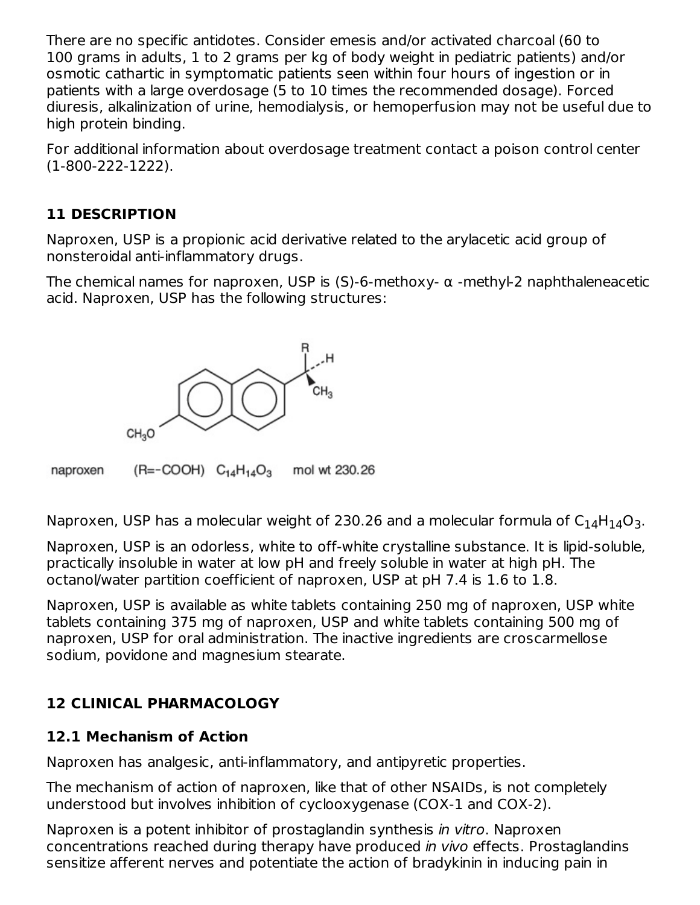There are no specific antidotes. Consider emesis and/or activated charcoal (60 to 100 grams in adults, 1 to 2 grams per kg of body weight in pediatric patients) and/or osmotic cathartic in symptomatic patients seen within four hours of ingestion or in patients with a large overdosage (5 to 10 times the recommended dosage). Forced diuresis, alkalinization of urine, hemodialysis, or hemoperfusion may not be useful due to high protein binding.

For additional information about overdosage treatment contact a poison control center (1-800-222-1222).

## 11 DESCRIPTION

Naproxen, USP is a propionic acid derivative related to the arylacetic acid group of nonsteroidal anti-inflammatory drugs.

The chemical names for naproxen, USP is (S)-6-methoxy- α -methyl-2 naphthaleneacetic acid. Naproxen, USP has the following structures:

naproxen (R=-COOH) $C_{14}H_{14}O_3$ mol wt 230.26

Naproxen, USP has a molecular weight of 230.26 and a molecular formula of $C_{14}H_{14}O_3$.

Naproxen, USP is an odorless, white to off-white crystalline substance. It is lipid-soluble, practically insoluble in water at low pH and freely soluble in water at high pH. The octanol/water partition coefficient of naproxen, USP at pH 7.4 is 1.6 to 1.8.

Naproxen, USP is available as white tablets containing 250 mg of naproxen, USP white tablets containing 375 mg of naproxen, USP and white tablets containing 500 mg of naproxen, USP for oral administration. The inactive ingredients are croscarmellose sodium, povidone and magnesium stearate.

## 12 CLINICAL PHARMACOLOGY

### 12.1 Mechanism of Action

Naproxen has analgesic, anti-inflammatory, and antipyretic properties.

The mechanism of action of naproxen, like that of other NSAIDs, is not completely understood but involves inhibition of cyclooxygenase (COX-1 and COX-2).

Naproxen is a potent inhibitor of prostaglandin synthesis *in vitro*. Naproxen concentrations reached during therapy have produced *in vivo* effects. Prostaglandins sensitize afferent nerves and potentiate the action of bradykinin in inducing pain in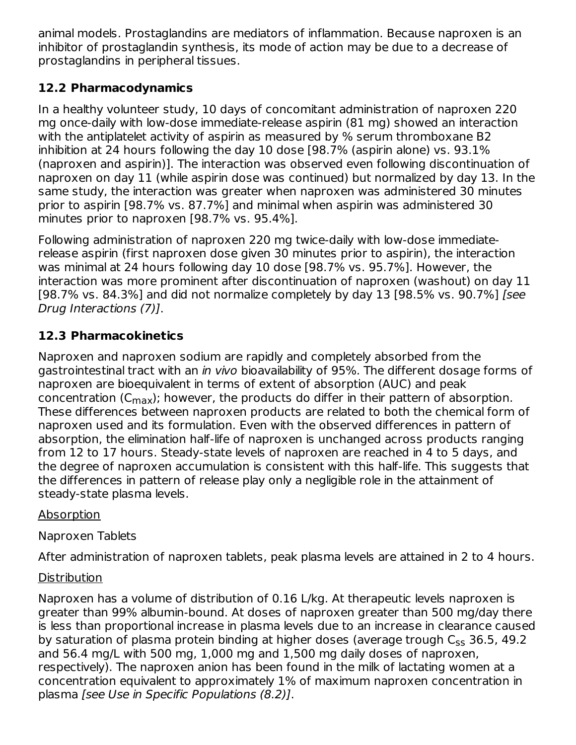animal models. Prostaglandins are mediators of inflammation. Because naproxen is an inhibitor of prostaglandin synthesis, its mode of action may be due to a decrease of prostaglandins in peripheral tissues.

### 12.2 Pharmacodynamics

In a healthy volunteer study, 10 days of concomitant administration of naproxen 220 mg once-daily with low-dose immediate-release aspirin (81 mg) showed an interaction with the antiplatelet activity of aspirin as measured by % serum thromboxane B2 inhibition at 24 hours following the day 10 dose [98.7% (aspirin alone) vs. 93.1% (naproxen and aspirin)]. The interaction was observed even following discontinuation of naproxen on day 11 (while aspirin dose was continued) but normalized by day 13. In the same study, the interaction was greater when naproxen was administered 30 minutes prior to aspirin [98.7% vs. 87.7%] and minimal when aspirin was administered 30 minutes prior to naproxen [98.7% vs. 95.4%].

Following administration of naproxen 220 mg twice-daily with low-dose immediate-release aspirin (first naproxen dose given 30 minutes prior to aspirin), the interaction was minimal at 24 hours following day 10 dose [98.7% vs. 95.7%]. However, the interaction was more prominent after discontinuation of naproxen (washout) on day 11 [98.7% vs. 84.3%] and did not normalize completely by day 13 [98.5% vs. 90.7%] *[see Drug Interactions (7)]*.

### 12.3 Pharmacokinetics

Naproxen and naproxen sodium are rapidly and completely absorbed from the gastrointestinal tract with an *in vivo* bioavailability of 95%. The different dosage forms of naproxen are bioequivalent in terms of extent of absorption (AUC) and peak concentration ($C_{max}$); however, the products do differ in their pattern of absorption. These differences between naproxen products are related to both the chemical form of naproxen used and its formulation. Even with the observed differences in pattern of absorption, the elimination half-life of naproxen is unchanged across products ranging from 12 to 17 hours. Steady-state levels of naproxen are reached in 4 to 5 days, and the degree of naproxen accumulation is consistent with this half-life. This suggests that the differences in pattern of release play only a negligible role in the attainment of steady-state plasma levels.

<u>Absorption</u>

Naproxen Tablets

After administration of naproxen tablets, peak plasma levels are attained in 2 to 4 hours.

<u>Distribution</u>

Naproxen has a volume of distribution of 0.16 L/kg. At therapeutic levels naproxen is greater than 99% albumin-bound. At doses of naproxen greater than 500 mg/day there is less than proportional increase in plasma levels due to an increase in clearance caused by saturation of plasma protein binding at higher doses (average trough $C_{ss}$ 36.5, 49.2 and 56.4 mg/L with 500 mg, 1,000 mg and 1,500 mg daily doses of naproxen, respectively). The naproxen anion has been found in the milk of lactating women at a concentration equivalent to approximately 1% of maximum naproxen concentration in plasma *[see Use in Specific Populations (8.2)]*.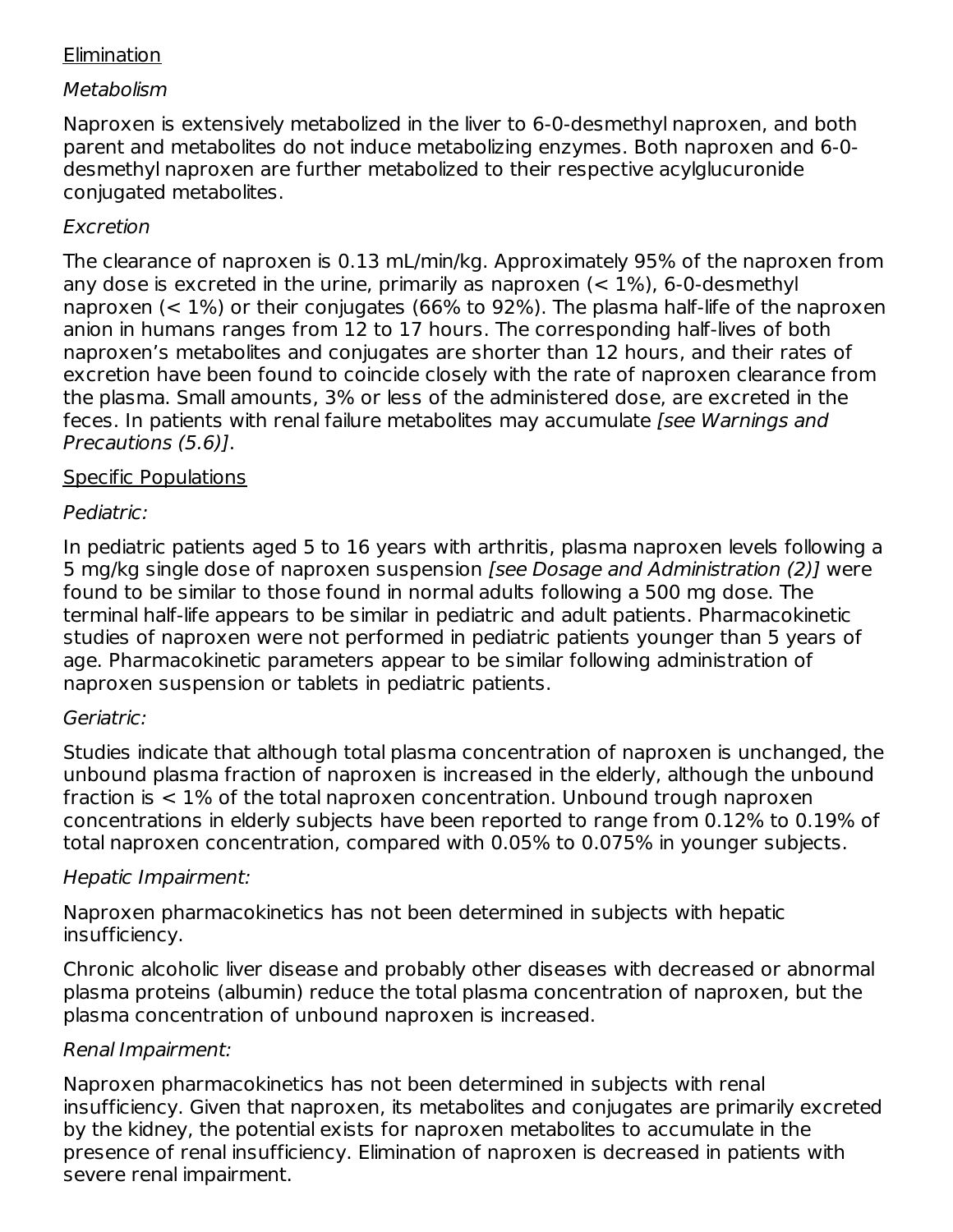Elimination

*Metabolism*

Naproxen is extensively metabolized in the liver to 6-0-desmethyl naproxen, and both parent and metabolites do not induce metabolizing enzymes. Both naproxen and 6-0-desmethyl naproxen are further metabolized to their respective acylglucuronide conjugated metabolites.

*Excretion*

The clearance of naproxen is 0.13 mL/min/kg. Approximately 95% of the naproxen from any dose is excreted in the urine, primarily as naproxen (< 1%), 6-0-desmethyl naproxen (< 1%) or their conjugates (66% to 92%). The plasma half-life of the naproxen anion in humans ranges from 12 to 17 hours. The corresponding half-lives of both naproxen's metabolites and conjugates are shorter than 12 hours, and their rates of excretion have been found to coincide closely with the rate of naproxen clearance from the plasma. Small amounts, 3% or less of the administered dose, are excreted in the feces. In patients with renal failure metabolites may accumulate *[see Warnings and Precautions (5.6)]*.

Specific Populations

*Pediatric:*

In pediatric patients aged 5 to 16 years with arthritis, plasma naproxen levels following a 5 mg/kg single dose of naproxen suspension *[see Dosage and Administration (2)]* were found to be similar to those found in normal adults following a 500 mg dose. The terminal half-life appears to be similar in pediatric and adult patients. Pharmacokinetic studies of naproxen were not performed in pediatric patients younger than 5 years of age. Pharmacokinetic parameters appear to be similar following administration of naproxen suspension or tablets in pediatric patients.

*Geriatric:*

Studies indicate that although total plasma concentration of naproxen is unchanged, the unbound plasma fraction of naproxen is increased in the elderly, although the unbound fraction is < 1% of the total naproxen concentration. Unbound trough naproxen concentrations in elderly subjects have been reported to range from 0.12% to 0.19% of total naproxen concentration, compared with 0.05% to 0.075% in younger subjects.

*Hepatic Impairment:*

Naproxen pharmacokinetics has not been determined in subjects with hepatic insufficiency.

Chronic alcoholic liver disease and probably other diseases with decreased or abnormal plasma proteins (albumin) reduce the total plasma concentration of naproxen, but the plasma concentration of unbound naproxen is increased.

*Renal Impairment:*

Naproxen pharmacokinetics has not been determined in subjects with renal insufficiency. Given that naproxen, its metabolites and conjugates are primarily excreted by the kidney, the potential exists for naproxen metabolites to accumulate in the presence of renal insufficiency. Elimination of naproxen is decreased in patients with severe renal impairment.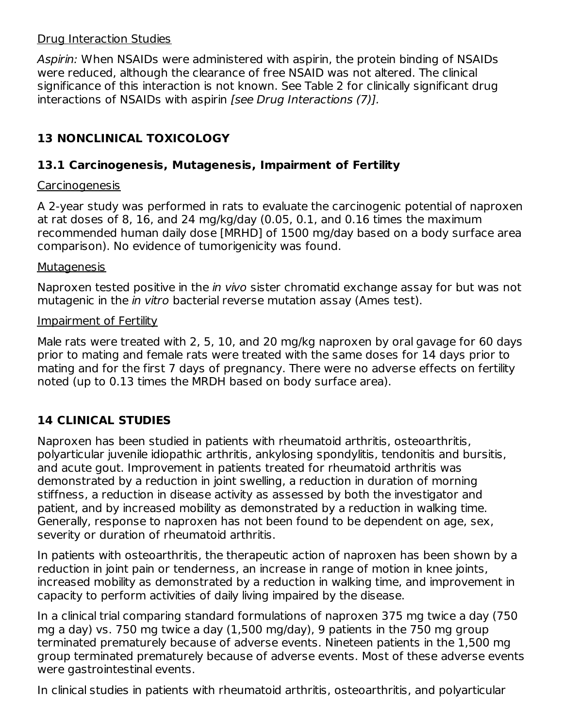Drug Interaction Studies

*Aspirin:* When NSAIDs were administered with aspirin, the protein binding of NSAIDs were reduced, although the clearance of free NSAID was not altered. The clinical significance of this interaction is not known. See Table 2 for clinically significant drug interactions of NSAIDs with aspirin *[see Drug Interactions (7)].*

# 13 NONCLINICAL TOXICOLOGY

## 13.1 Carcinogenesis, Mutagenesis, Impairment of Fertility

Carcinogenesis

A 2-year study was performed in rats to evaluate the carcinogenic potential of naproxen at rat doses of 8, 16, and 24 mg/kg/day (0.05, 0.1, and 0.16 times the maximum recommended human daily dose [MRHD] of 1500 mg/day based on a body surface area comparison). No evidence of tumorigenicity was found.

Mutagenesis

Naproxen tested positive in the *in vivo* sister chromatid exchange assay for but was not mutagenic in the *in vitro* bacterial reverse mutation assay (Ames test).

Impairment of Fertility

Male rats were treated with 2, 5, 10, and 20 mg/kg naproxen by oral gavage for 60 days prior to mating and female rats were treated with the same doses for 14 days prior to mating and for the first 7 days of pregnancy. There were no adverse effects on fertility noted (up to 0.13 times the MRDH based on body surface area).

# 14 CLINICAL STUDIES

Naproxen has been studied in patients with rheumatoid arthritis, osteoarthritis, polyarticular juvenile idiopathic arthritis, ankylosing spondylitis, tendonitis and bursitis, and acute gout. Improvement in patients treated for rheumatoid arthritis was demonstrated by a reduction in joint swelling, a reduction in duration of morning stiffness, a reduction in disease activity as assessed by both the investigator and patient, and by increased mobility as demonstrated by a reduction in walking time. Generally, response to naproxen has not been found to be dependent on age, sex, severity or duration of rheumatoid arthritis.

In patients with osteoarthritis, the therapeutic action of naproxen has been shown by a reduction in joint pain or tenderness, an increase in range of motion in knee joints, increased mobility as demonstrated by a reduction in walking time, and improvement in capacity to perform activities of daily living impaired by the disease.

In a clinical trial comparing standard formulations of naproxen 375 mg twice a day (750 mg a day) vs. 750 mg twice a day (1,500 mg/day), 9 patients in the 750 mg group terminated prematurely because of adverse events. Nineteen patients in the 1,500 mg group terminated prematurely because of adverse events. Most of these adverse events were gastrointestinal events.

In clinical studies in patients with rheumatoid arthritis, osteoarthritis, and polyarticular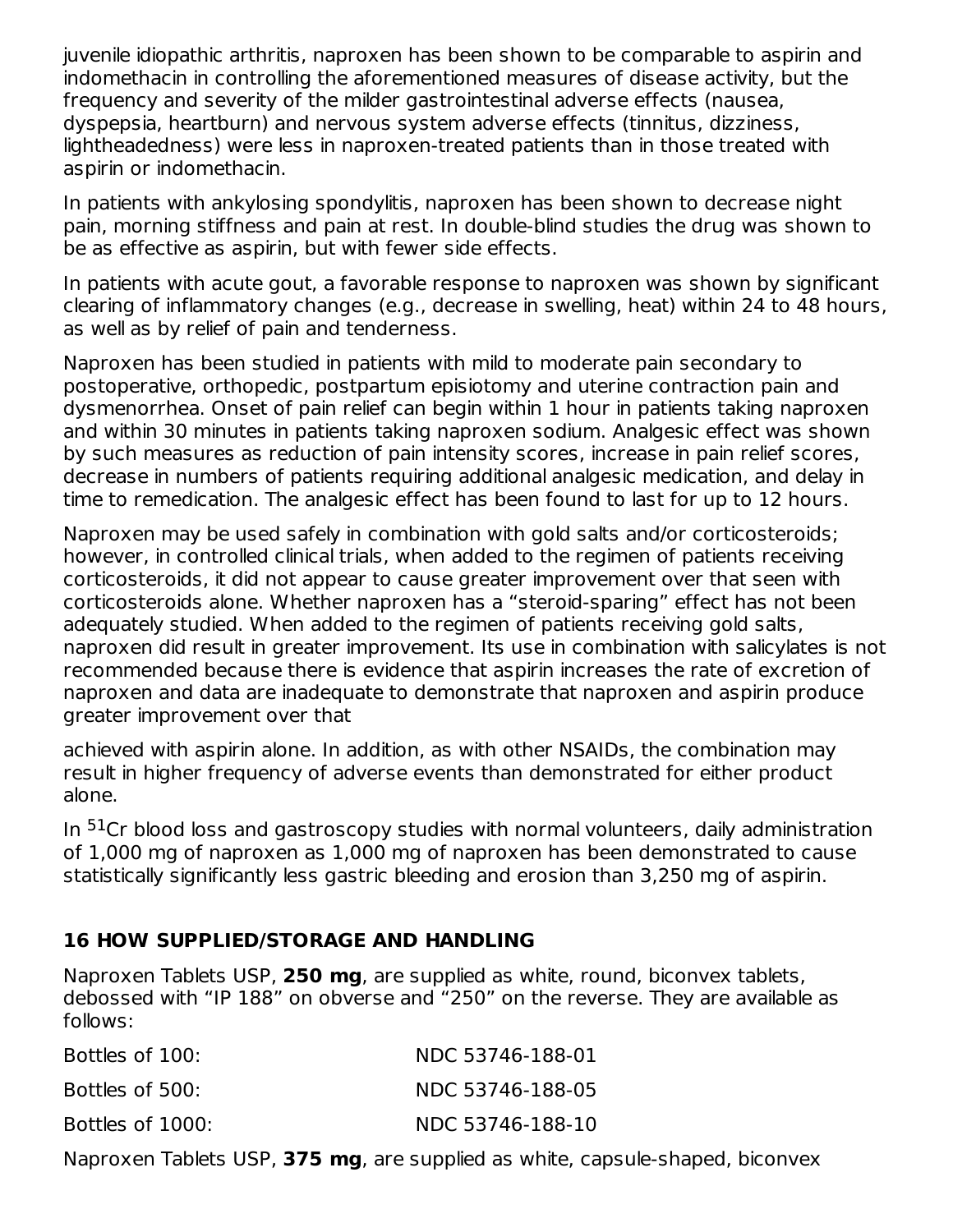juvenile idiopathic arthritis, naproxen has been shown to be comparable to aspirin and indomethacin in controlling the aforementioned measures of disease activity, but the frequency and severity of the milder gastrointestinal adverse effects (nausea, dyspepsia, heartburn) and nervous system adverse effects (tinnitus, dizziness, lightheadedness) were less in naproxen-treated patients than in those treated with aspirin or indomethacin.

In patients with ankylosing spondylitis, naproxen has been shown to decrease night pain, morning stiffness and pain at rest. In double-blind studies the drug was shown to be as effective as aspirin, but with fewer side effects.

In patients with acute gout, a favorable response to naproxen was shown by significant clearing of inflammatory changes (e.g., decrease in swelling, heat) within 24 to 48 hours, as well as by relief of pain and tenderness.

Naproxen has been studied in patients with mild to moderate pain secondary to postoperative, orthopedic, postpartum episiotomy and uterine contraction pain and dysmenorrhea. Onset of pain relief can begin within 1 hour in patients taking naproxen and within 30 minutes in patients taking naproxen sodium. Analgesic effect was shown by such measures as reduction of pain intensity scores, increase in pain relief scores, decrease in numbers of patients requiring additional analgesic medication, and delay in time to remedication. The analgesic effect has been found to last for up to 12 hours.

Naproxen may be used safely in combination with gold salts and/or corticosteroids; however, in controlled clinical trials, when added to the regimen of patients receiving corticosteroids, it did not appear to cause greater improvement over that seen with corticosteroids alone. Whether naproxen has a "steroid-sparing" effect has not been adequately studied. When added to the regimen of patients receiving gold salts, naproxen did result in greater improvement. Its use in combination with salicylates is not recommended because there is evidence that aspirin increases the rate of excretion of naproxen and data are inadequate to demonstrate that naproxen and aspirin produce greater improvement over that achieved with aspirin alone. In addition, as with other NSAIDs, the combination may result in higher frequency of adverse events than demonstrated for either product alone.

In $^{51}Cr$ blood loss and gastroscopy studies with normal volunteers, daily administration of 1,000 mg of naproxen as 1,000 mg of naproxen has been demonstrated to cause statistically significantly less gastric bleeding and erosion than 3,250 mg of aspirin.

## 16 HOW SUPPLIED/STORAGE AND HANDLING

Naproxen Tablets USP, **250 mg**, are supplied as white, round, biconvex tablets, debossed with "IP 188" on obverse and "250" on the reverse. They are available as follows:

| | |
|---|---|
| Bottles of 100: | NDC 53746-188-01 |
| Bottles of 500: | NDC 53746-188-05 |
| Bottles of 1000: | NDC 53746-188-10 |

Naproxen Tablets USP, **375 mg**, are supplied as white, capsule-shaped, biconvex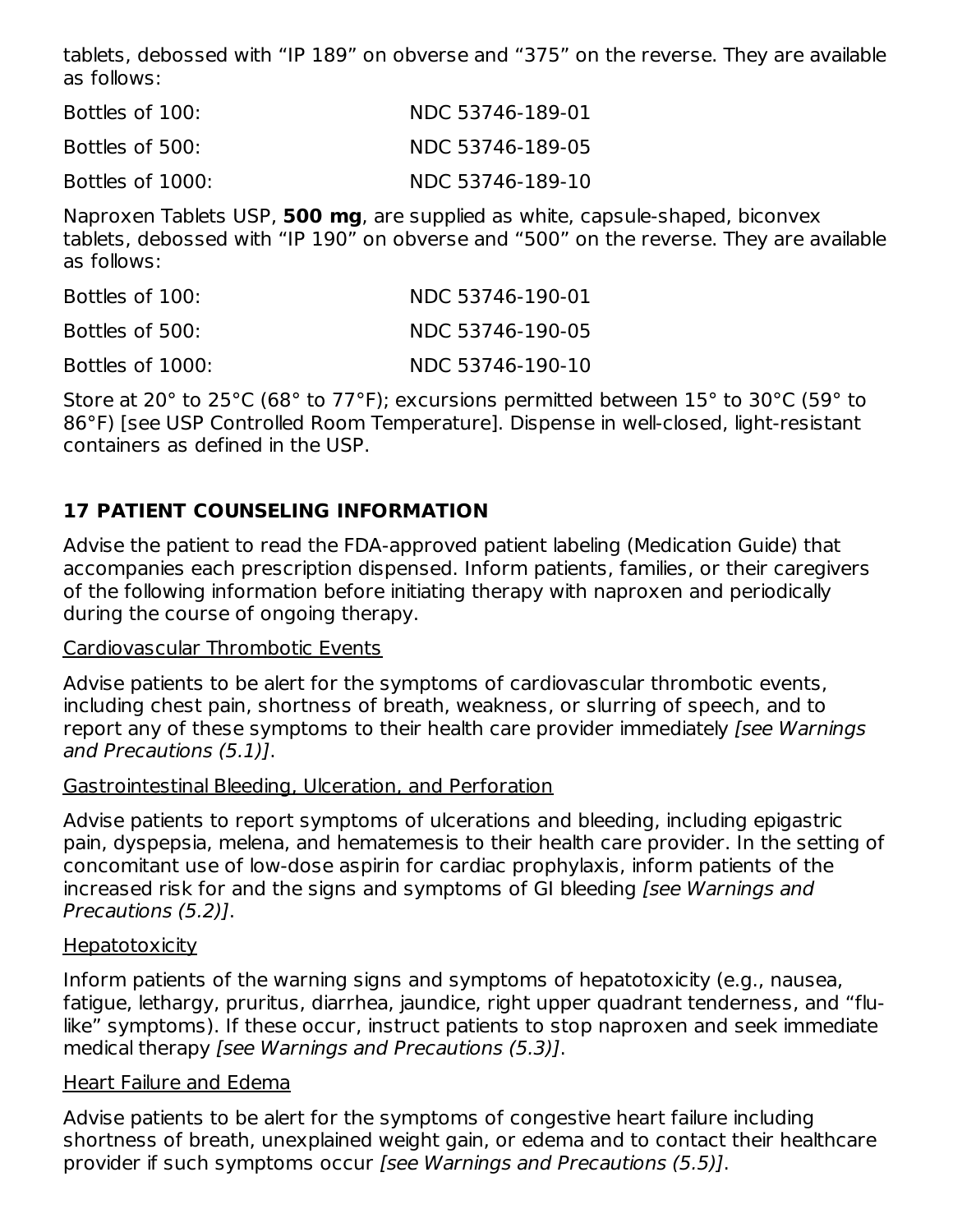tablets, debossed with “IP 189” on obverse and “375” on the reverse. They are available as follows:

| | |
|---|---|
| Bottles of 100: | NDC 53746-189-01 |
| Bottles of 500: | NDC 53746-189-05 |
| Bottles of 1000: | NDC 53746-189-10 |

Naproxen Tablets USP, **500 mg**, are supplied as white, capsule-shaped, biconvex tablets, debossed with “IP 190” on obverse and “500” on the reverse. They are available as follows:

| | |
|---|---|
| Bottles of 100: | NDC 53746-190-01 |
| Bottles of 500: | NDC 53746-190-05 |
| Bottles of 1000: | NDC 53746-190-10 |

Store at 20° to 25°C (68° to 77°F); excursions permitted between 15° to 30°C (59° to 86°F) [see USP Controlled Room Temperature]. Dispense in well-closed, light-resistant containers as defined in the USP.

## 17 PATIENT COUNSELING INFORMATION

Advise the patient to read the FDA-approved patient labeling (Medication Guide) that accompanies each prescription dispensed. Inform patients, families, or their caregivers of the following information before initiating therapy with naproxen and periodically during the course of ongoing therapy.

Cardiovascular Thrombotic Events

Advise patients to be alert for the symptoms of cardiovascular thrombotic events, including chest pain, shortness of breath, weakness, or slurring of speech, and to report any of these symptoms to their health care provider immediately *[see Warnings and Precautions (5.1)]*.

Gastrointestinal Bleeding, Ulceration, and Perforation

Advise patients to report symptoms of ulcerations and bleeding, including epigastric pain, dyspepsia, melena, and hematemesis to their health care provider. In the setting of concomitant use of low-dose aspirin for cardiac prophylaxis, inform patients of the increased risk for and the signs and symptoms of GI bleeding *[see Warnings and Precautions (5.2)]*.

Hepatotoxicity

Inform patients of the warning signs and symptoms of hepatotoxicity (e.g., nausea, fatigue, lethargy, pruritus, diarrhea, jaundice, right upper quadrant tenderness, and “flu-like” symptoms). If these occur, instruct patients to stop naproxen and seek immediate medical therapy *[see Warnings and Precautions (5.3)]*.

Heart Failure and Edema

Advise patients to be alert for the symptoms of congestive heart failure including shortness of breath, unexplained weight gain, or edema and to contact their healthcare provider if such symptoms occur *[see Warnings and Precautions (5.5)]*.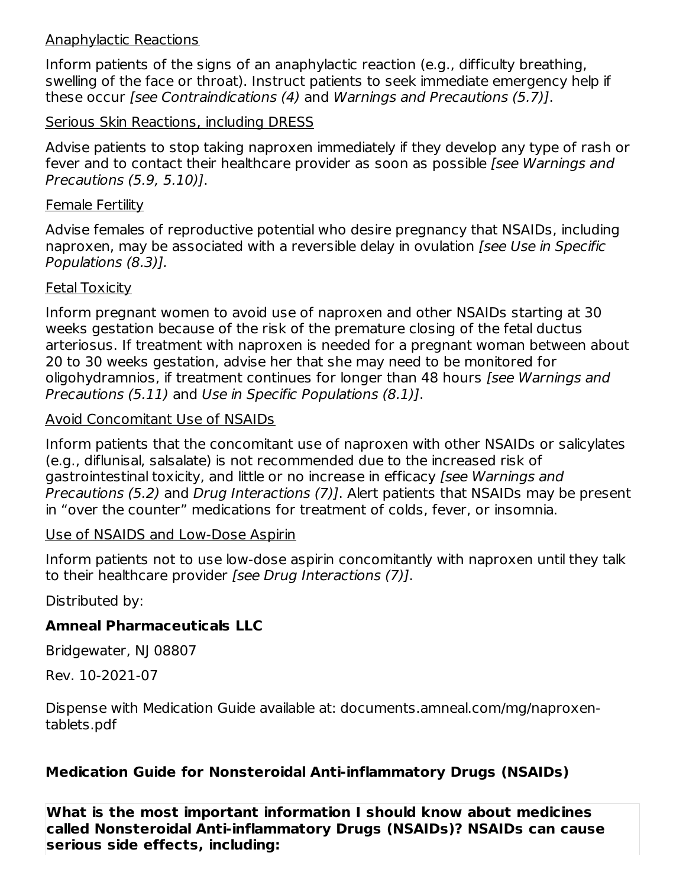Anaphylactic Reactions

Inform patients of the signs of an anaphylactic reaction (e.g., difficulty breathing, swelling of the face or throat). Instruct patients to seek immediate emergency help if these occur *[see Contraindications (4)* and *Warnings and Precautions (5.7)]*.

Serious Skin Reactions, including DRESS

Advise patients to stop taking naproxen immediately if they develop any type of rash or fever and to contact their healthcare provider as soon as possible *[see Warnings and Precautions (5.9, 5.10)]*.

Female Fertility

Advise females of reproductive potential who desire pregnancy that NSAIDs, including naproxen, may be associated with a reversible delay in ovulation *[see Use in Specific Populations (8.3)]*.

Fetal Toxicity

Inform pregnant women to avoid use of naproxen and other NSAIDs starting at 30 weeks gestation because of the risk of the premature closing of the fetal ductus arteriosus. If treatment with naproxen is needed for a pregnant woman between about 20 to 30 weeks gestation, advise her that she may need to be monitored for oligohydramnios, if treatment continues for longer than 48 hours *[see Warnings and Precautions (5.11)* and *Use in Specific Populations (8.1)]*.

Avoid Concomitant Use of NSAIDs

Inform patients that the concomitant use of naproxen with other NSAIDs or salicylates (e.g., diflunisal, salsalate) is not recommended due to the increased risk of gastrointestinal toxicity, and little or no increase in efficacy *[see Warnings and Precautions (5.2)* and *Drug Interactions (7)]*. Alert patients that NSAIDs may be present in "over the counter" medications for treatment of colds, fever, or insomnia.

Use of NSAIDS and Low-Dose Aspirin

Inform patients not to use low-dose aspirin concomitantly with naproxen until they talk to their healthcare provider *[see Drug Interactions (7)]*.

Distributed by:

**Amneal Pharmaceuticals LLC**

Bridgewater, NJ 08807

Rev. 10-2021-07

Dispense with Medication Guide available at: documents.amneal.com/mg/naproxen-tablets.pdf

**Medication Guide for Nonsteroidal Anti-inflammatory Drugs (NSAIDs)**

**What is the most important information I should know about medicines called Nonsteroidal Anti-inflammatory Drugs (NSAIDs)? NSAIDs can cause serious side effects, including:**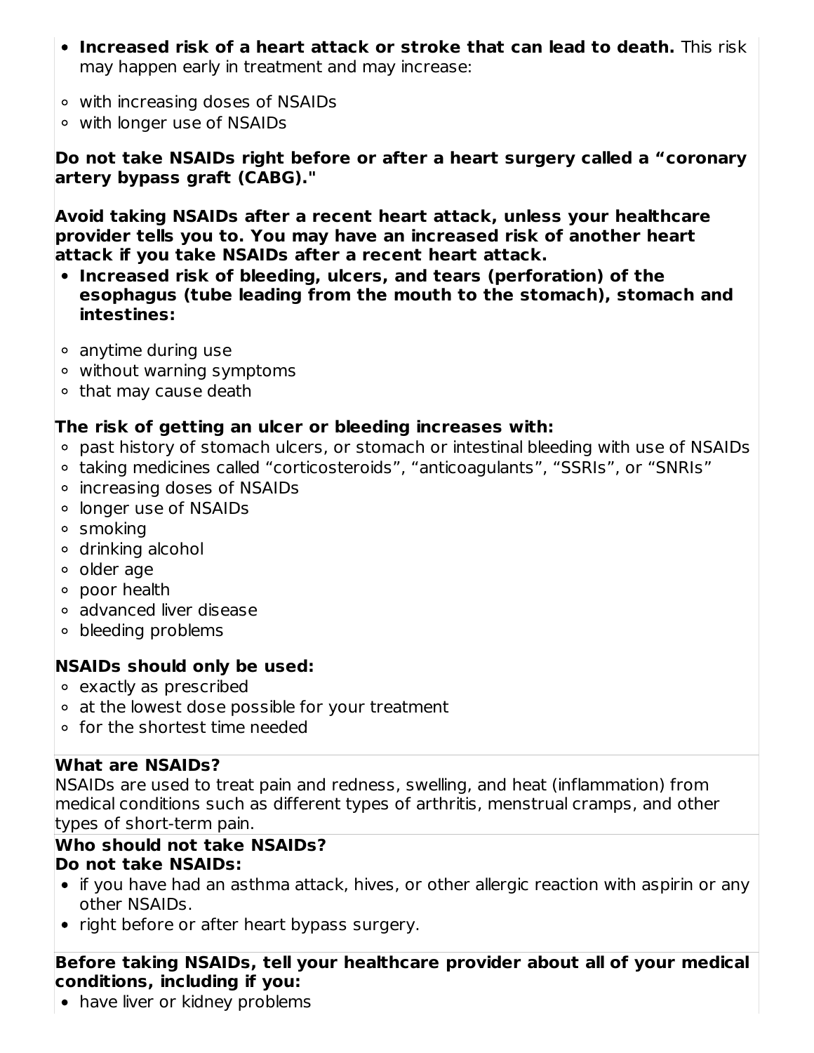- **Increased risk of a heart attack or stroke that can lead to death.** This risk may happen early in treatment and may increase:

  - with increasing doses of NSAIDs
  - with longer use of NSAIDs

**Do not take NSAIDs right before or after a heart surgery called a "coronary artery bypass graft (CABG)."**

**Avoid taking NSAIDs after a recent heart attack, unless your healthcare provider tells you to. You may have an increased risk of another heart attack if you take NSAIDs after a recent heart attack.**

- **Increased risk of bleeding, ulcers, and tears (perforation) of the esophagus (tube leading from the mouth to the stomach), stomach and intestines:**

  - anytime during use
  - without warning symptoms
  - that may cause death

**The risk of getting an ulcer or bleeding increases with:**

- past history of stomach ulcers, or stomach or intestinal bleeding with use of NSAIDs
- taking medicines called "corticosteroids", "anticoagulants", "SSRIs", or "SNRIs"
- increasing doses of NSAIDs
- longer use of NSAIDs
- smoking
- drinking alcohol
- older age
- poor health
- advanced liver disease
- bleeding problems

**NSAIDs should only be used:**

- exactly as prescribed
- at the lowest dose possible for your treatment
- for the shortest time needed

**What are NSAIDs?**

NSAIDs are used to treat pain and redness, swelling, and heat (inflammation) from medical conditions such as different types of arthritis, menstrual cramps, and other types of short-term pain.

**Who should not take NSAIDs?**

**Do not take NSAIDs:**

- if you have had an asthma attack, hives, or other allergic reaction with aspirin or any other NSAIDs.
- right before or after heart bypass surgery.

**Before taking NSAIDs, tell your healthcare provider about all of your medical conditions, including if you:**

- have liver or kidney problems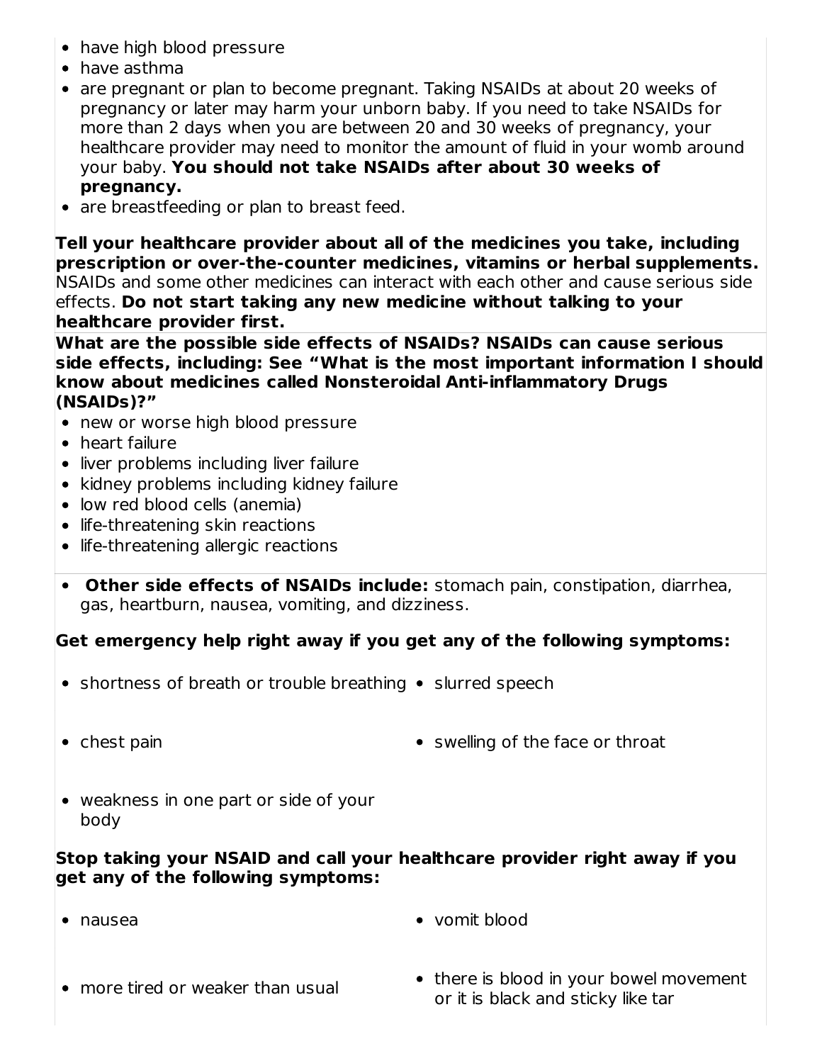- have high blood pressure
- have asthma
- are pregnant or plan to become pregnant. Taking NSAIDs at about 20 weeks of pregnancy or later may harm your unborn baby. If you need to take NSAIDs for more than 2 days when you are between 20 and 30 weeks of pregnancy, your healthcare provider may need to monitor the amount of fluid in your womb around your baby. **You should not take NSAIDs after about 30 weeks of pregnancy.**
- are breastfeeding or plan to breast feed.

**Tell your healthcare provider about all of the medicines you take, including prescription or over-the-counter medicines, vitamins or herbal supplements.** NSAIDs and some other medicines can interact with each other and cause serious side effects. **Do not start taking any new medicine without talking to your healthcare provider first.**

**What are the possible side effects of NSAIDs? NSAIDs can cause serious side effects, including: See "What is the most important information I should know about medicines called Nonsteroidal Anti-inflammatory Drugs (NSAIDs)?"**

- new or worse high blood pressure
- heart failure
- liver problems including liver failure
- kidney problems including kidney failure
- low red blood cells (anemia)
- life-threatening skin reactions
- life-threatening allergic reactions

- **Other side effects of NSAIDs include:** stomach pain, constipation, diarrhea, gas, heartburn, nausea, vomiting, and dizziness.

**Get emergency help right away if you get any of the following symptoms:**

- shortness of breath or trouble breathing
- chest pain
- weakness in one part or side of your body
- slurred speech
- swelling of the face or throat

**Stop taking your NSAID and call your healthcare provider right away if you get any of the following symptoms:**

- nausea
- more tired or weaker than usual
- vomit blood
- there is blood in your bowel movement or it is black and sticky like tar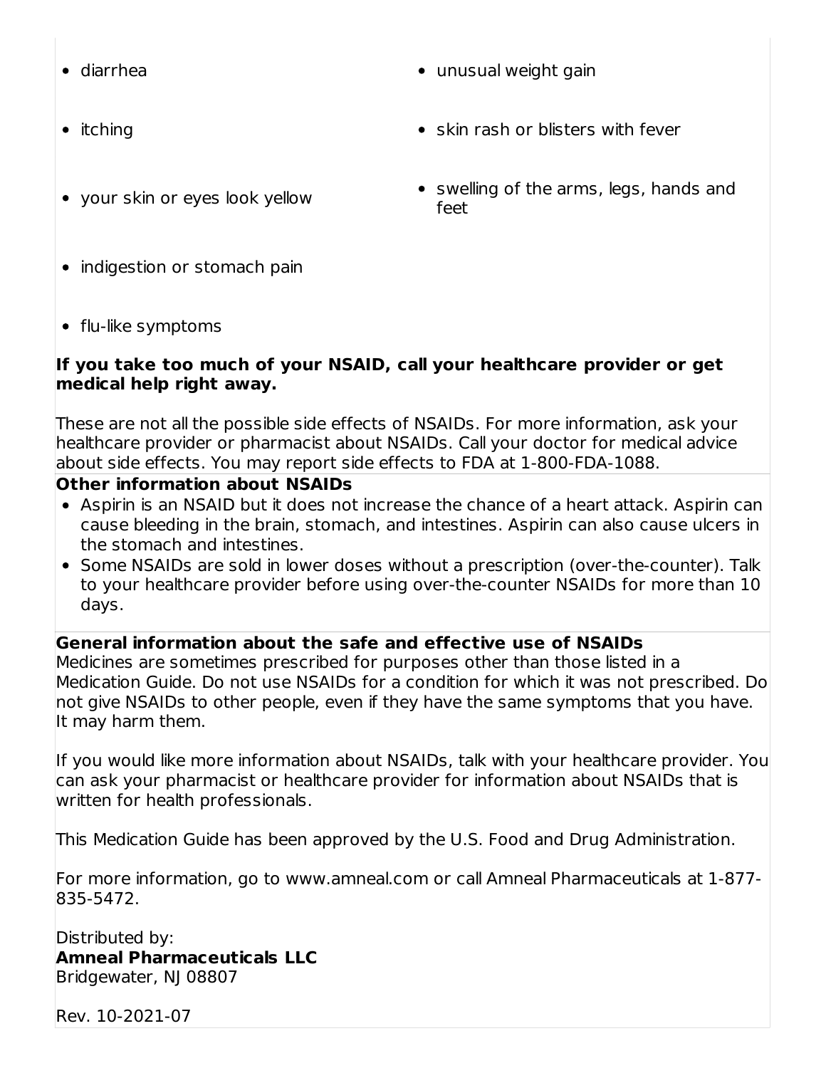- diarrhea
- itching
- your skin or eyes look yellow
- indigestion or stomach pain
- flu-like symptoms
- unusual weight gain
- skin rash or blisters with fever
- swelling of the arms, legs, hands and feet

**If you take too much of your NSAID, call your healthcare provider or get medical help right away.**

These are not all the possible side effects of NSAIDs. For more information, ask your healthcare provider or pharmacist about NSAIDs. Call your doctor for medical advice about side effects. You may report side effects to FDA at 1-800-FDA-1088.

**Other information about NSAIDs**

- Aspirin is an NSAID but it does not increase the chance of a heart attack. Aspirin can cause bleeding in the brain, stomach, and intestines. Aspirin can also cause ulcers in the stomach and intestines.
- Some NSAIDs are sold in lower doses without a prescription (over-the-counter). Talk to your healthcare provider before using over-the-counter NSAIDs for more than 10 days.

**General information about the safe and effective use of NSAIDs**

Medicines are sometimes prescribed for purposes other than those listed in a Medication Guide. Do not use NSAIDs for a condition for which it was not prescribed. Do not give NSAIDs to other people, even if they have the same symptoms that you have. It may harm them.

If you would like more information about NSAIDs, talk with your healthcare provider. You can ask your pharmacist or healthcare provider for information about NSAIDs that is written for health professionals.

This Medication Guide has been approved by the U.S. Food and Drug Administration.

For more information, go to www.amneal.com or call Amneal Pharmaceuticals at 1-877-835-5472.

Distributed by:
**Amneal Pharmaceuticals LLC**
Bridgewater, NJ 08807

Rev. 10-2021-07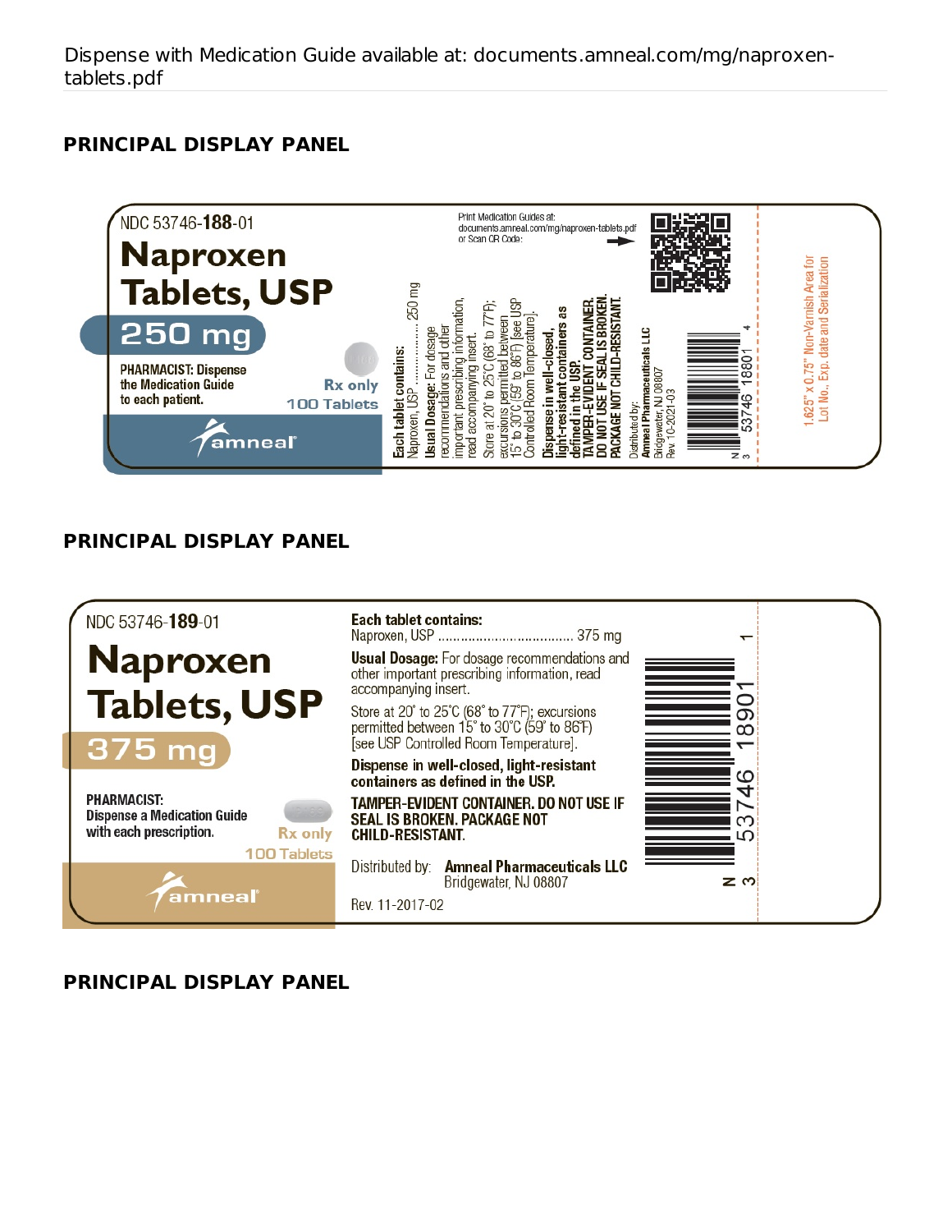Dispense with Medication Guide available at: documents.amneal.com/mg/naproxen-tablets.pdf

## PRINCIPAL DISPLAY PANEL

NDC 53746-**188**-01

# Naproxen Tablets, USP

**250 mg**

PHARMACIST: Dispense the Medication Guide to each patient.

Rx only

100 Tablets

amneal

**Each tablet contains:**
Naproxen, USP .................. 250 mg

**Usual Dosage:** For dosage recommendations and other important prescribing information, read accompanying insert.

Store at 20° to 25°C (68° to 77°F); excursions permitted between 15° to 30°C (59° to 86°F) [see USP Controlled Room Temperature].

**Dispense in well-closed, light-resistant containers as defined in the USP.**

**TAMPER-EVIDENT CONTAINER. DO NOT USE IF SEAL IS BROKEN. PACKAGE NOT CHILD-RESISTANT.**

Print Medication Guides at: documents.amneal.com/mg/naproxen-tablets.pdf or Scan QR Code:

Distributed by:
**Amneal Pharmaceuticals LLC**
Bridgewater, NJ 08807
Rev. 10-2021-03

N 3 53746 18801 4

1.625" x 0.75" Non-Varnish Area for Lot No., Exp. date and Serialization

## PRINCIPAL DISPLAY PANEL

NDC 53746-**189**-01

# Naproxen Tablets, USP

**375 mg**

PHARMACIST:
Dispense a Medication Guide with each prescription.

Rx only

100 Tablets

amneal

**Each tablet contains:**
Naproxen, USP .................................. 375 mg

**Usual Dosage:** For dosage recommendations and other important prescribing information, read accompanying insert.

Store at 20° to 25°C (68° to 77°F); excursions permitted between 15° to 30°C (59° to 86°F) [see USP Controlled Room Temperature].

**Dispense in well-closed, light-resistant containers as defined in the USP.**

**TAMPER-EVIDENT CONTAINER. DO NOT USE IF SEAL IS BROKEN. PACKAGE NOT CHILD-RESISTANT.**

Distributed by: **Amneal Pharmaceuticals LLC**
Bridgewater, NJ 08807

Rev. 11-2017-02

N 3 53746 18901 1

## PRINCIPAL DISPLAY PANEL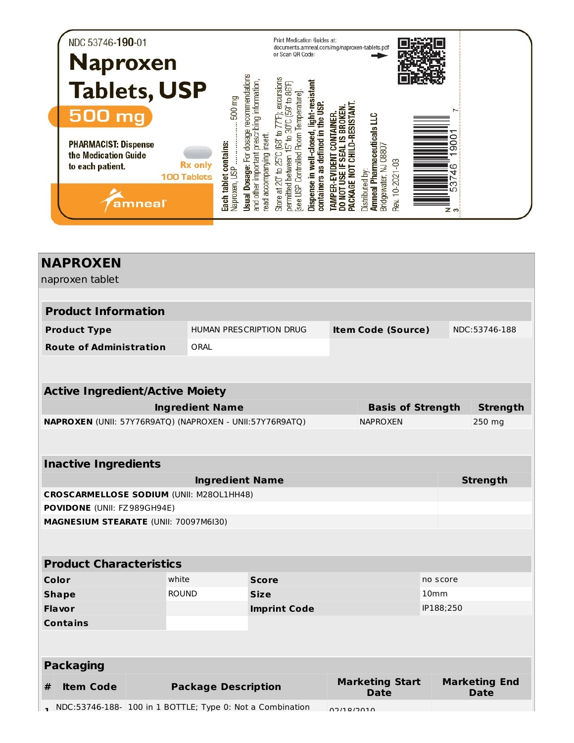NDC 53746-**190**-01

# Naproxen Tablets, USP

**500 mg**

**PHARMACIST: Dispense the Medication Guide to each patient.**

Rx only

100 Tablets

amneal

**Each tablet contains:**
Naproxen, USP ........................ 500 mg

**Usual Dosage:** For dosage recommendations and other important prescribing information, read accompanying insert.

Store at 20° to 25°C (68° to 77°F); excursions permitted between 15° to 30°C (59° to 86°F) [see USP Controlled Room Temperature].

**Dispense in well-closed, light-resistant containers as defined in the USP.**

**TAMPER-EVIDENT CONTAINER. DO NOT USE IF SEAL IS BROKEN. PACKAGE NOT CHILD-RESISTANT.**

Distributed by:
**Amneal Pharmaceuticals LLC**
Bridgewater, NJ 08807

Rev. 10-2021-03

Print Medication Guides at:
documents.amneal.com/mg/naproxen-tablets.pdf
or Scan QR Code:

N 3 53746 19001 7

## NAPROXEN

naproxen tablet

| **Product Information** | | | |
|---|---|---|---|
| **Product Type** | HUMAN PRESCRIPTION DRUG | **Item Code (Source)** | NDC:53746-188 |
| **Route of Administration** | ORAL | | |

| **Active Ingredient/Active Moiety** | | |
|---|---|---|
| **Ingredient Name** | **Basis of Strength** | **Strength** |
| **NAPROXEN** (UNII: 57Y76R9ATQ) (NAPROXEN - UNII:57Y76R9ATQ) | NAPROXEN | 250 mg |

| **Inactive Ingredients** | |
|---|---|
| **Ingredient Name** | **Strength** |
| **CROSCARMELLOSE SODIUM** (UNII: M28OL1HH48) | |
| **POVIDONE** (UNII: FZ989GH94E) | |
| **MAGNESIUM STEARATE** (UNII: 70097M6I30) | |

| **Product Characteristics** | | | |
|---|---|---|---|
| **Color** | white | **Score** | no score |
| **Shape** | ROUND | **Size** | 10mm |
| **Flavor** | | **Imprint Code** | IP188;250 |
| **Contains** | | | |

| **Packaging** | | | | |
|---|---|---|---|---|
| **#** | **Item Code** | **Package Description** | **Marketing Start Date** | **Marketing End Date** |
| 1 | NDC:53746-188- | 100 in 1 BOTTLE; Type 0: Not a Combination | 02/18/2010 | |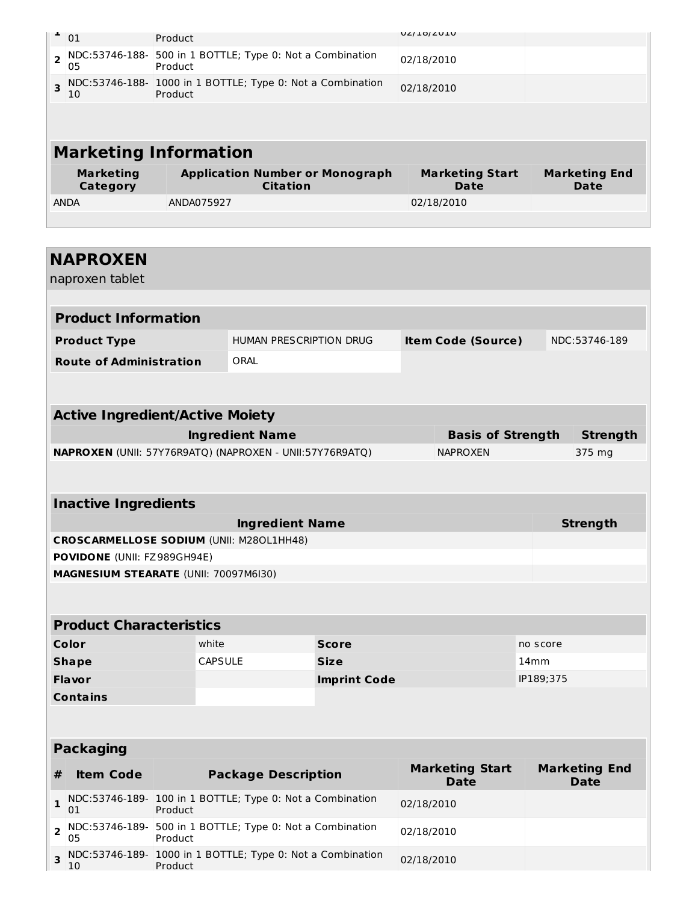| # | Item Code | Package Description | Marketing Start Date | Marketing End Date |
|---|---|---|---|---|
| 1 | NDC:53746-188-01 | Product | 02/18/2010 | |
| 2 | NDC:53746-188-05 | 500 in 1 BOTTLE; Type 0: Not a Combination Product | 02/18/2010 | |
| 3 | NDC:53746-188-10 | 1000 in 1 BOTTLE; Type 0: Not a Combination Product | 02/18/2010 | |

## Marketing Information

| Marketing Category | Application Number or Monograph Citation | Marketing Start Date | Marketing End Date |
|---|---|---|---|
| ANDA | ANDA075927 | 02/18/2010 | |

# NAPROXEN

naproxen tablet

## Product Information

| Product Type | HUMAN PRESCRIPTION DRUG | Item Code (Source) | NDC:53746-189 |
|---|---|---|---|
| Route of Administration | ORAL | | |

## Active Ingredient/Active Moiety

| Ingredient Name | Basis of Strength | Strength |
|---|---|---|
| **NAPROXEN** (UNII: 57Y76R9ATQ) (NAPROXEN - UNII:57Y76R9ATQ) | NAPROXEN | 375 mg |

## Inactive Ingredients

| Ingredient Name | Strength |
|---|---|
| **CROSCARMELLOSE SODIUM** (UNII: M28OL1HH48) | |
| **POVIDONE** (UNII: FZ989GH94E) | |
| **MAGNESIUM STEARATE** (UNII: 70097M6I30) | |

## Product Characteristics

| Color | white | Score | no score |
|---|---|---|---|
| Shape | CAPSULE | Size | 14mm |
| Flavor | | Imprint Code | IP189;375 |
| Contains | | | |

## Packaging

| # | Item Code | Package Description | Marketing Start Date | Marketing End Date |
|---|---|---|---|---|
| 1 | NDC:53746-189-01 | 100 in 1 BOTTLE; Type 0: Not a Combination Product | 02/18/2010 | |
| 2 | NDC:53746-189-05 | 500 in 1 BOTTLE; Type 0: Not a Combination Product | 02/18/2010 | |
| 3 | NDC:53746-189-10 | 1000 in 1 BOTTLE; Type 0: Not a Combination Product | 02/18/2010 | |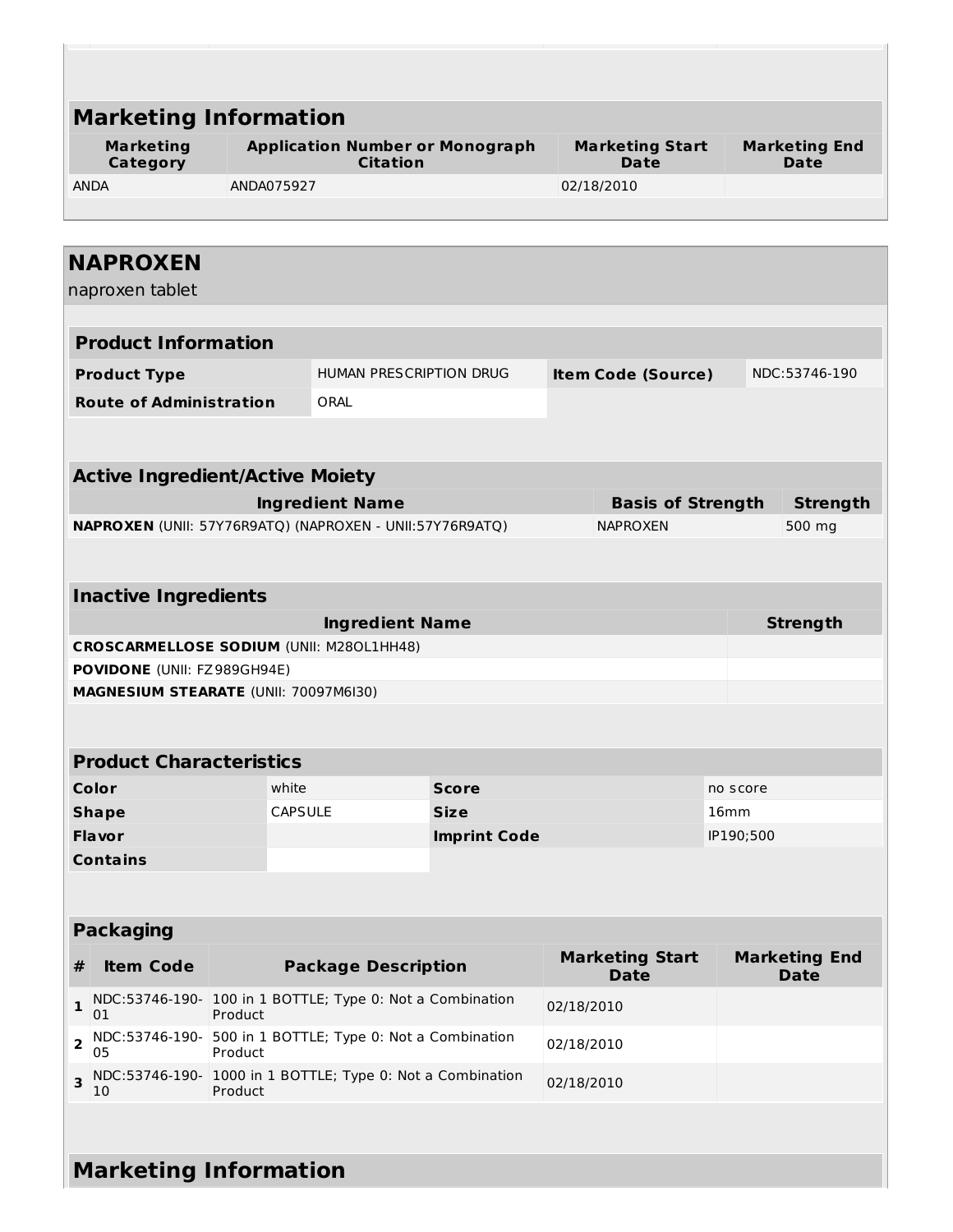## Marketing Information

| Marketing Category | Application Number or Monograph Citation | Marketing Start Date | Marketing End Date |
|---|---|---|---|
| ANDA | ANDA075927 | 02/18/2010 | |

## NAPROXEN

naproxen tablet

| Product Information | | | |
|---|---|---|---|
| **Product Type** | HUMAN PRESCRIPTION DRUG | **Item Code (Source)** | NDC:53746-190 |
| **Route of Administration** | ORAL | | |

| Active Ingredient/Active Moiety | | |
|---|---|---|
| **Ingredient Name** | **Basis of Strength** | **Strength** |
| **NAPROXEN** (UNII: 57Y76R9ATQ) (NAPROXEN - UNII:57Y76R9ATQ) | NAPROXEN | 500 mg |

| Inactive Ingredients | |
|---|---|
| **Ingredient Name** | **Strength** |
| **CROSCARMELLOSE SODIUM** (UNII: M28OL1HH48) | |
| **POVIDONE** (UNII: FZ989GH94E) | |
| **MAGNESIUM STEARATE** (UNII: 70097M6I30) | |

| Product Characteristics | | | |
|---|---|---|---|
| **Color** | white | **Score** | no score |
| **Shape** | CAPSULE | **Size** | 16mm |
| **Flavor** | | **Imprint Code** | IP190;500 |
| **Contains** | | | |

| Packaging | | | | |
|---|---|---|---|---|
| **#** | **Item Code** | **Package Description** | **Marketing Start Date** | **Marketing End Date** |
| 1 | NDC:53746-190-01 | 100 in 1 BOTTLE; Type 0: Not a Combination Product | 02/18/2010 | |
| 2 | NDC:53746-190-05 | 500 in 1 BOTTLE; Type 0: Not a Combination Product | 02/18/2010 | |
| 3 | NDC:53746-190-10 | 1000 in 1 BOTTLE; Type 0: Not a Combination Product | 02/18/2010 | |

## Marketing Information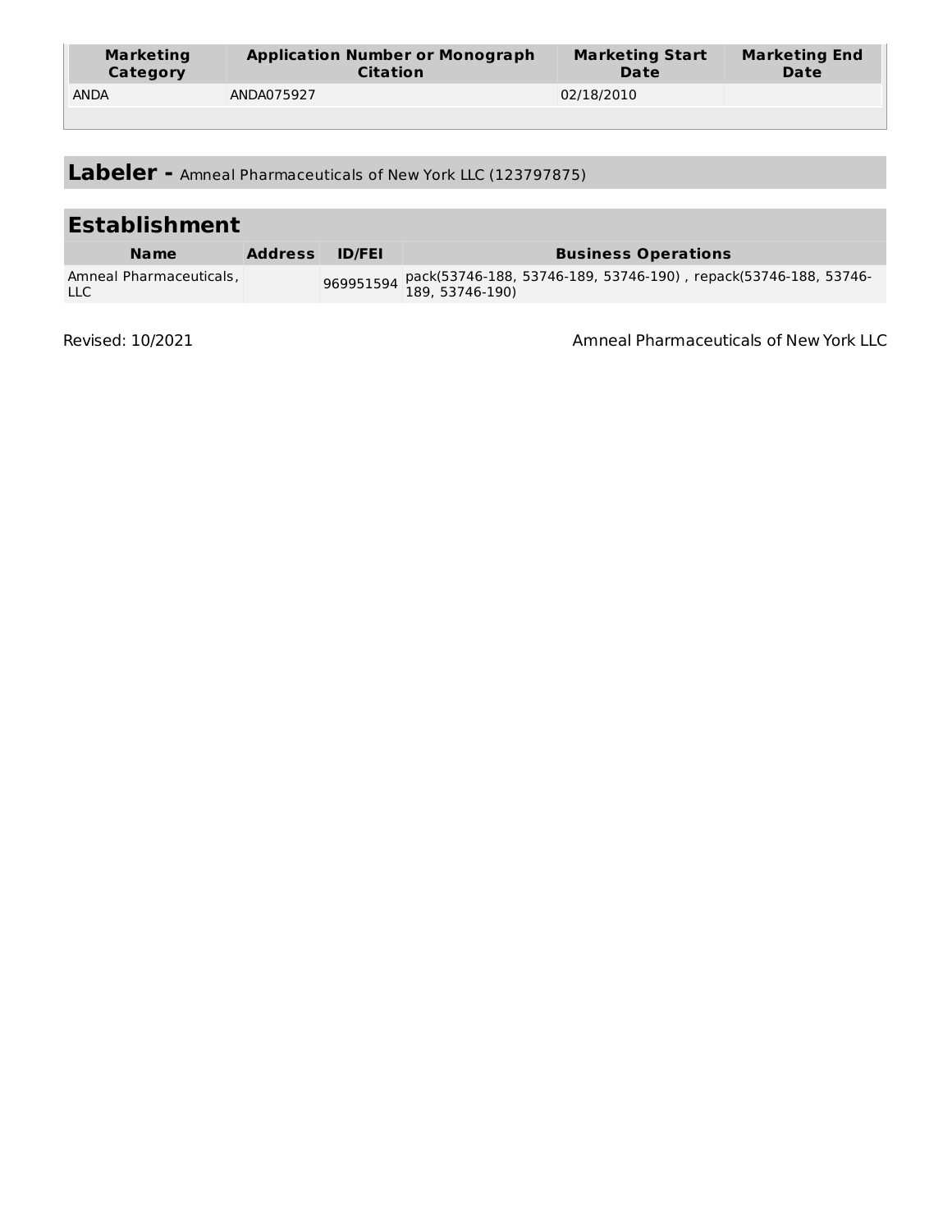| Marketing Category | Application Number or Monograph Citation | Marketing Start Date | Marketing End Date |
|---|---|---|---|
| ANDA | ANDA075927 | 02/18/2010 | |

## Labeler - Amneal Pharmaceuticals of New York LLC (123797875)

## Establishment

| Name | Address | ID/FEI | Business Operations |
|---|---|---|---|
| Amneal Pharmaceuticals, LLC | | 969951594 | pack(53746-188, 53746-189, 53746-190) , repack(53746-188, 53746-189, 53746-190) |

Revised: 10/2021

Amneal Pharmaceuticals of New York LLC